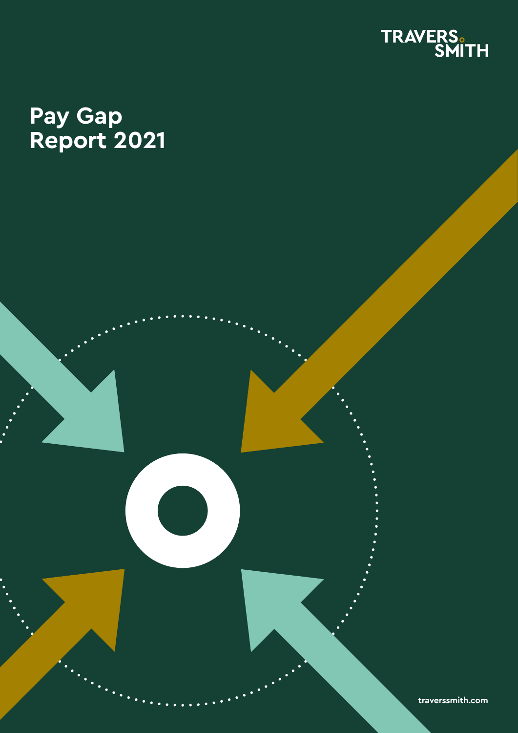TRAVERS SMITH

# Pay Gap Report 2021

traverssmith.com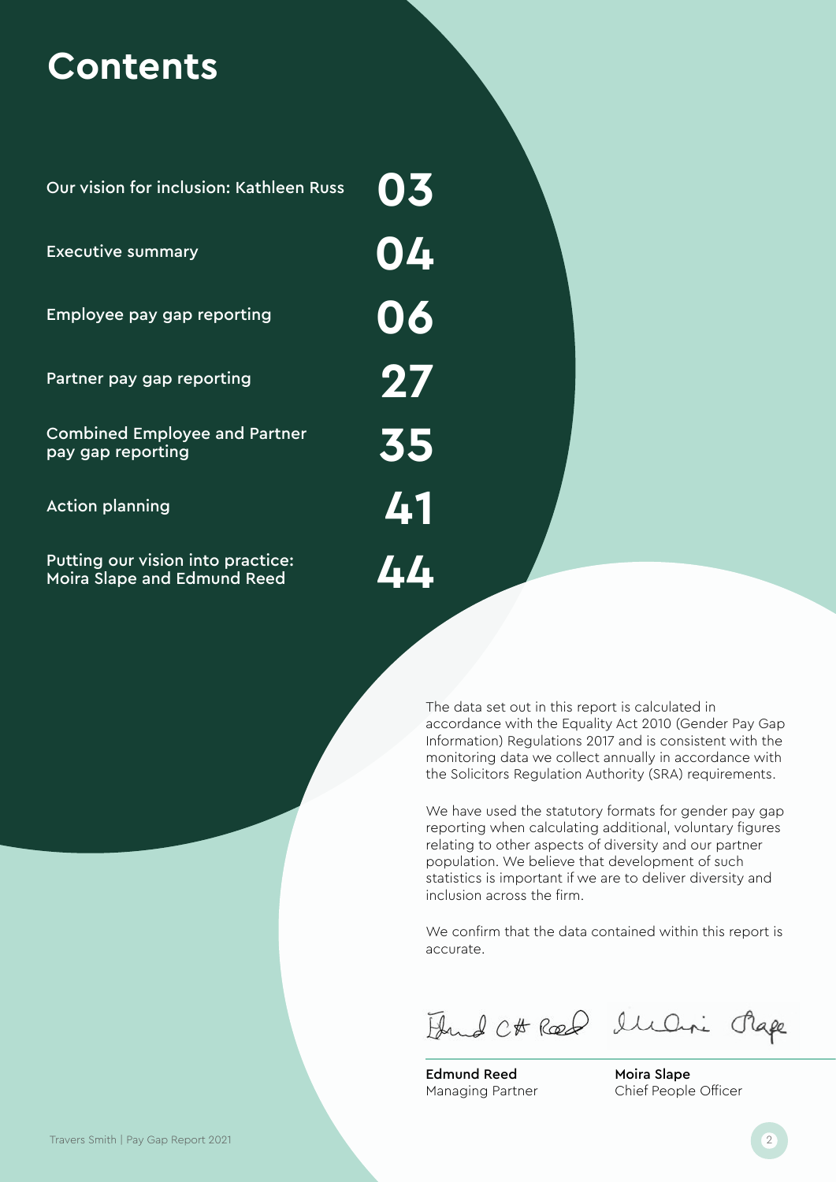# Contents

| | |
|---|---|
| Our vision for inclusion: Kathleen Russ | 03 |
| Executive summary | 04 |
| Employee pay gap reporting | 06 |
| Partner pay gap reporting | 27 |
| Combined Employee and Partner pay gap reporting | 35 |
| Action planning | 41 |
| Putting our vision into practice: Moira Slape and Edmund Reed | 44 |

The data set out in this report is calculated in accordance with the Equality Act 2010 (Gender Pay Gap Information) Regulations 2017 and is consistent with the monitoring data we collect annually in accordance with the Solicitors Regulation Authority (SRA) requirements.

We have used the statutory formats for gender pay gap reporting when calculating additional, voluntary figures relating to other aspects of diversity and our partner population. We believe that development of such statistics is important if we are to deliver diversity and inclusion across the firm.

We confirm that the data contained within this report is accurate.

**Edmund Reed**
Managing Partner

**Moira Slape**
Chief People Officer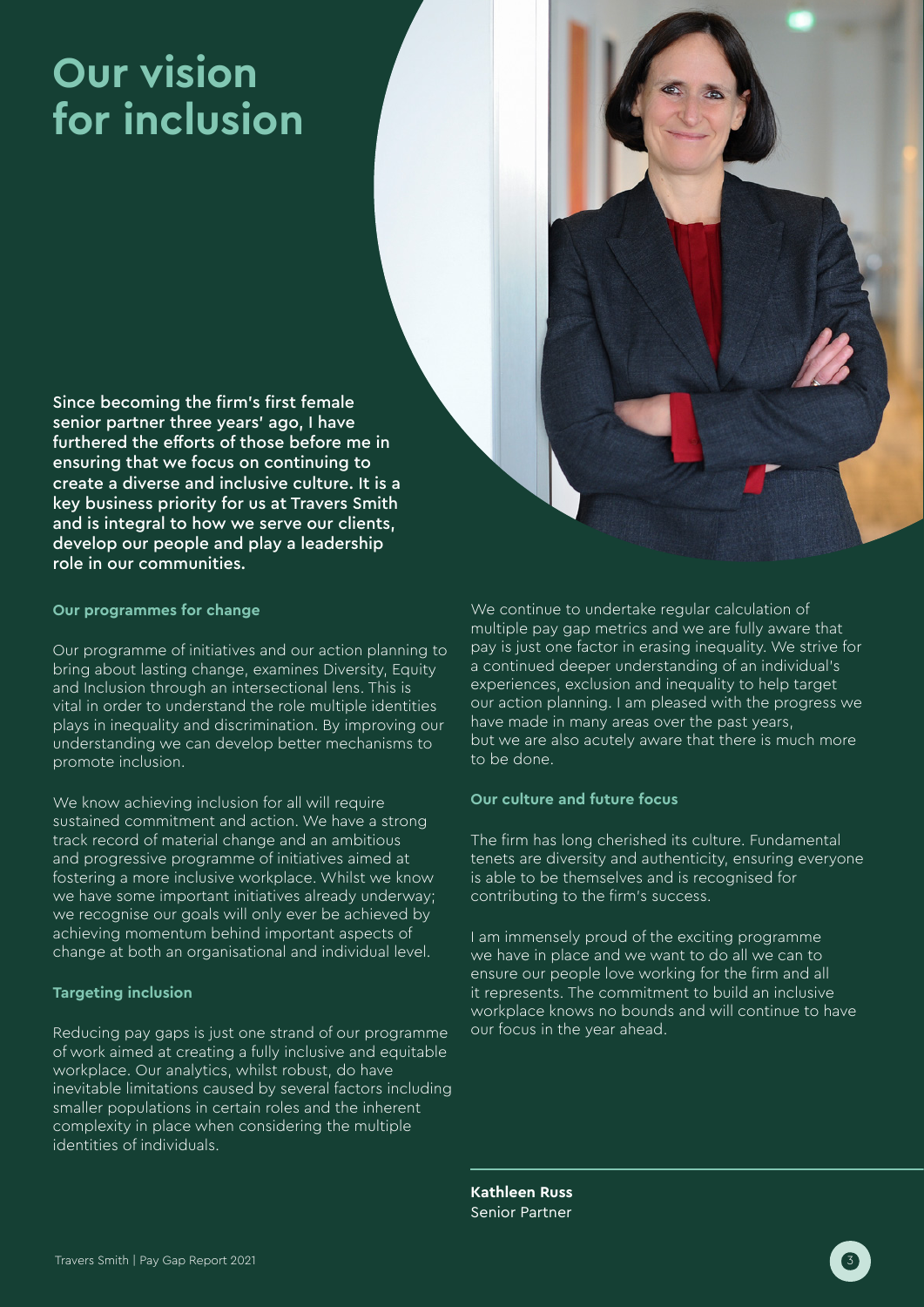# Our vision for inclusion

**Since becoming the firm's first female senior partner three years' ago, I have furthered the efforts of those before me in ensuring that we focus on continuing to create a diverse and inclusive culture. It is a key business priority for us at Travers Smith and is integral to how we serve our clients, develop our people and play a leadership role in our communities.**

### Our programmes for change

Our programme of initiatives and our action planning to bring about lasting change, examines Diversity, Equity and Inclusion through an intersectional lens. This is vital in order to understand the role multiple identities plays in inequality and discrimination. By improving our understanding we can develop better mechanisms to promote inclusion.

We know achieving inclusion for all will require sustained commitment and action. We have a strong track record of material change and an ambitious and progressive programme of initiatives aimed at fostering a more inclusive workplace. Whilst we know we have some important initiatives already underway; we recognise our goals will only ever be achieved by achieving momentum behind important aspects of change at both an organisational and individual level.

### Targeting inclusion

Reducing pay gaps is just one strand of our programme of work aimed at creating a fully inclusive and equitable workplace. Our analytics, whilst robust, do have inevitable limitations caused by several factors including smaller populations in certain roles and the inherent complexity in place when considering the multiple identities of individuals.

We continue to undertake regular calculation of multiple pay gap metrics and we are fully aware that pay is just one factor in erasing inequality. We strive for a continued deeper understanding of an individual's experiences, exclusion and inequality to help target our action planning. I am pleased with the progress we have made in many areas over the past years, but we are also acutely aware that there is much more to be done.

### Our culture and future focus

The firm has long cherished its culture. Fundamental tenets are diversity and authenticity, ensuring everyone is able to be themselves and is recognised for contributing to the firm's success.

I am immensely proud of the exciting programme we have in place and we want to do all we can to ensure our people love working for the firm and all it represents. The commitment to build an inclusive workplace knows no bounds and will continue to have our focus in the year ahead.

**Kathleen Russ**
Senior Partner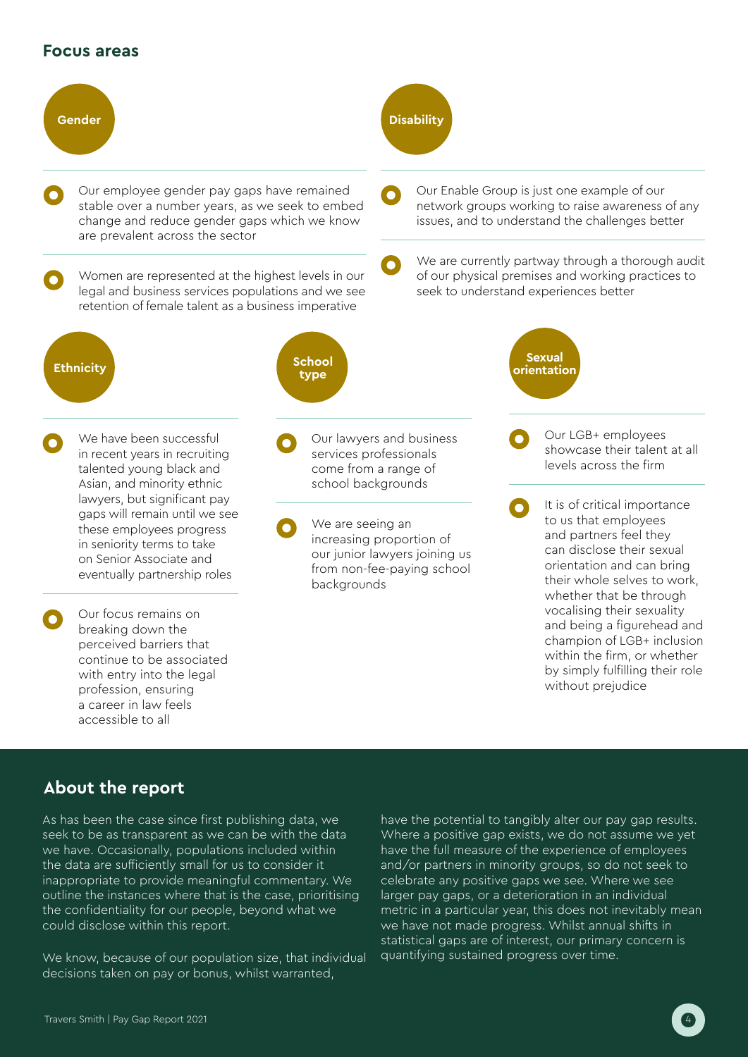## Focus areas

### Gender

- Our employee gender pay gaps have remained stable over a number years, as we seek to embed change and reduce gender gaps which we know are prevalent across the sector
- Women are represented at the highest levels in our legal and business services populations and we see retention of female talent as a business imperative

### Disability

- Our Enable Group is just one example of our network groups working to raise awareness of any issues, and to understand the challenges better
- We are currently partway through a thorough audit of our physical premises and working practices to seek to understand experiences better

### Ethnicity

- We have been successful in recent years in recruiting talented young black and Asian, and minority ethnic lawyers, but significant pay gaps will remain until we see these employees progress in seniority terms to take on Senior Associate and eventually partnership roles
- Our focus remains on breaking down the perceived barriers that continue to be associated with entry into the legal profession, ensuring a career in law feels accessible to all

### School type

- Our lawyers and business services professionals come from a range of school backgrounds
- We are seeing an increasing proportion of our junior lawyers joining us from non-fee-paying school backgrounds

### Sexual orientation

- Our LGB+ employees showcase their talent at all levels across the firm
- It is of critical importance to us that employees and partners feel they can disclose their sexual orientation and can bring their whole selves to work, whether that be through vocalising their sexuality and being a figurehead and champion of LGB+ inclusion within the firm, or whether by simply fulfilling their role without prejudice

## About the report

As has been the case since first publishing data, we seek to be as transparent as we can be with the data we have. Occasionally, populations included within the data are sufficiently small for us to consider it inappropriate to provide meaningful commentary. We outline the instances where that is the case, prioritising the confidentiality for our people, beyond what we could disclose within this report.

We know, because of our population size, that individual decisions taken on pay or bonus, whilst warranted, have the potential to tangibly alter our pay gap results. Where a positive gap exists, we do not assume we yet have the full measure of the experience of employees and/or partners in minority groups, so do not seek to celebrate any positive gaps we see. Where we see larger pay gaps, or a deterioration in an individual metric in a particular year, this does not inevitably mean we have not made progress. Whilst annual shifts in statistical gaps are of interest, our primary concern is quantifying sustained progress over time.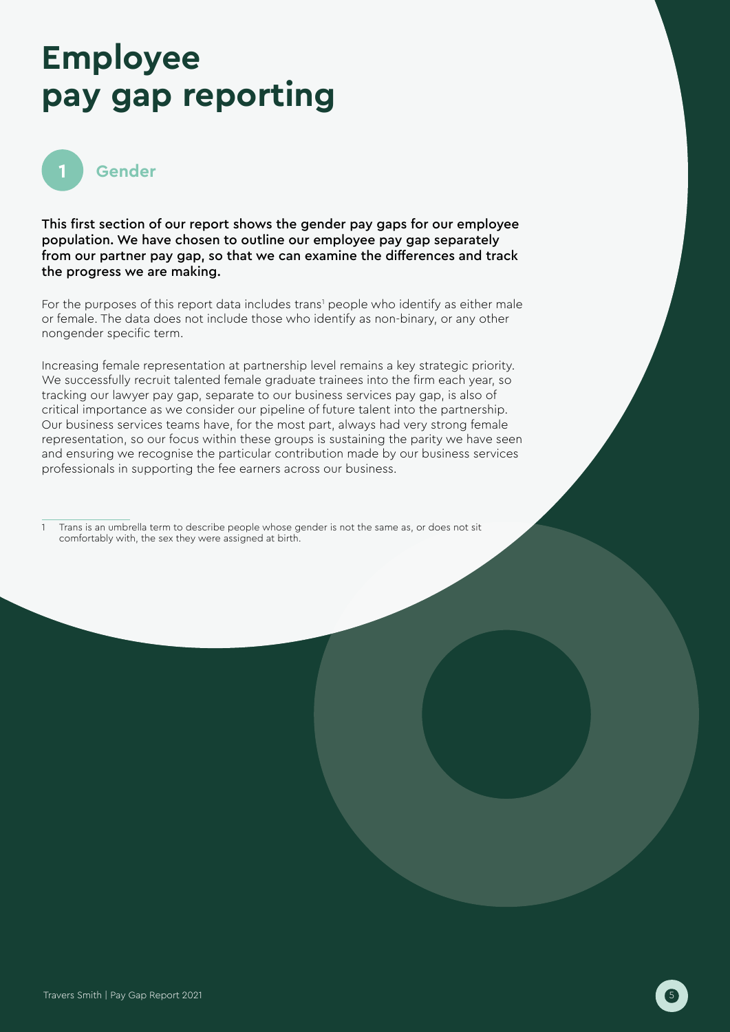# Employee pay gap reporting

## 1 Gender

**This first section of our report shows the gender pay gaps for our employee population. We have chosen to outline our employee pay gap separately from our partner pay gap, so that we can examine the differences and track the progress we are making.**

For the purposes of this report data includes trans[1] people who identify as either male or female. The data does not include those who identify as non-binary, or any other nongender specific term.

Increasing female representation at partnership level remains a key strategic priority. We successfully recruit talented female graduate trainees into the firm each year, so tracking our lawyer pay gap, separate to our business services pay gap, is also of critical importance as we consider our pipeline of future talent into the partnership. Our business services teams have, for the most part, always had very strong female representation, so our focus within these groups is sustaining the parity we have seen and ensuring we recognise the particular contribution made by our business services professionals in supporting the fee earners across our business.

1 Trans is an umbrella term to describe people whose gender is not the same as, or does not sit comfortably with, the sex they were assigned at birth.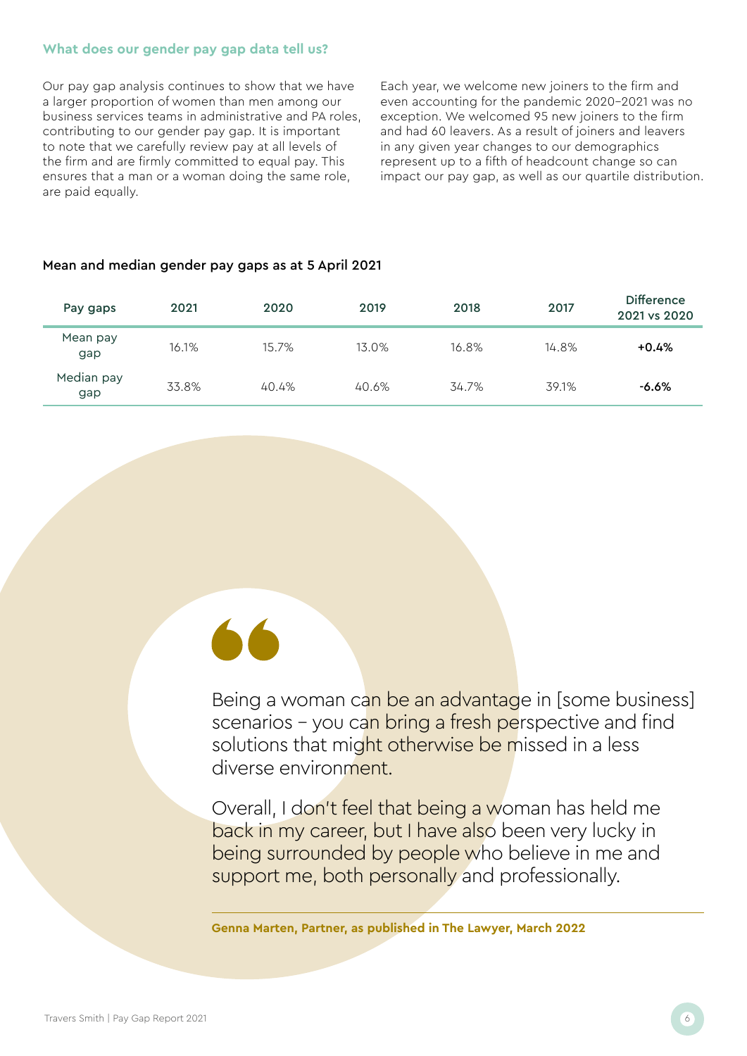### What does our gender pay gap data tell us?

Our pay gap analysis continues to show that we have a larger proportion of women than men among our business services teams in administrative and PA roles, contributing to our gender pay gap. It is important to note that we carefully review pay at all levels of the firm and are firmly committed to equal pay. This ensures that a man or a woman doing the same role, are paid equally.

Each year, we welcome new joiners to the firm and even accounting for the pandemic 2020–2021 was no exception. We welcomed 95 new joiners to the firm and had 60 leavers. As a result of joiners and leavers in any given year changes to our demographics represent up to a fifth of headcount change so can impact our pay gap, as well as our quartile distribution.

**Mean and median gender pay gaps as at 5 April 2021**

| Pay gaps | 2021 | 2020 | 2019 | 2018 | 2017 | Difference 2021 vs 2020 |
|---|---|---|---|---|---|---|
| Mean pay gap | 16.1% | 15.7% | 13.0% | 16.8% | 14.8% | **+0.4%** |
| Median pay gap | 33.8% | 40.4% | 40.6% | 34.7% | 39.1% | **-6.6%** |

> Being a woman can be an advantage in [some business] scenarios – you can bring a fresh perspective and find solutions that might otherwise be missed in a less diverse environment.
>
> Overall, I don't feel that being a woman has held me back in my career, but I have also been very lucky in being surrounded by people who believe in me and support me, both personally and professionally.

**Genna Marten, Partner, as published in The Lawyer, March 2022**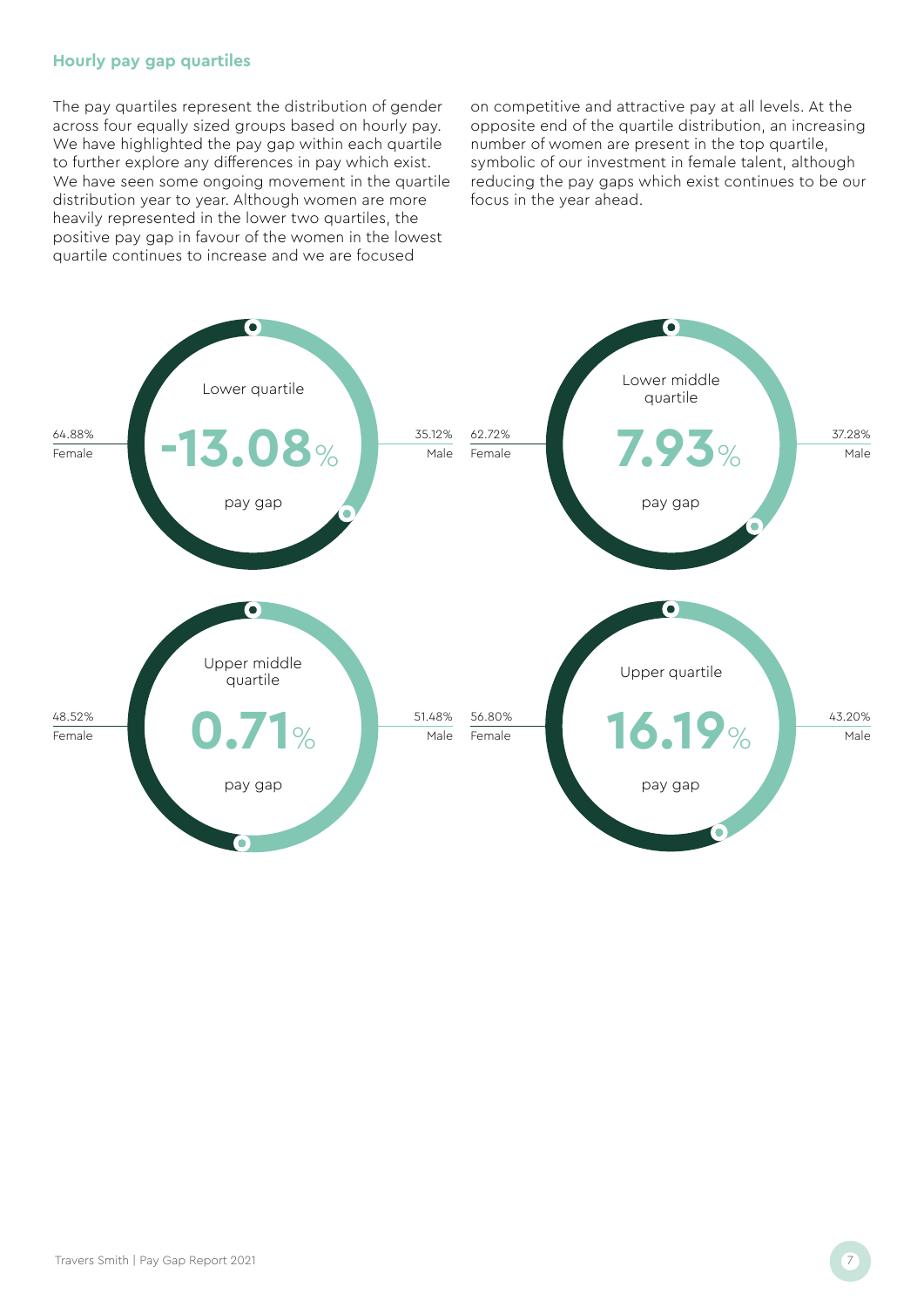### Hourly pay gap quartiles

The pay quartiles represent the distribution of gender across four equally sized groups based on hourly pay. We have highlighted the pay gap within each quartile to further explore any differences in pay which exist. We have seen some ongoing movement in the quartile distribution year to year. Although women are more heavily represented in the lower two quartiles, the positive pay gap in favour of the women in the lowest quartile continues to increase and we are focused on competitive and attractive pay at all levels. At the opposite end of the quartile distribution, an increasing number of women are present in the top quartile, symbolic of our investment in female talent, although reducing the pay gaps which exist continues to be our focus in the year ahead.

| Quartile | Female | Male | Pay gap |
|---|---|---|---|
| Lower quartile | 64.88% | 35.12% | -13.08% |
| Lower middle quartile | 62.72% | 37.28% | 7.93% |
| Upper middle quartile | 48.52% | 51.48% | 0.71% |
| Upper quartile | 56.80% | 43.20% | 16.19% |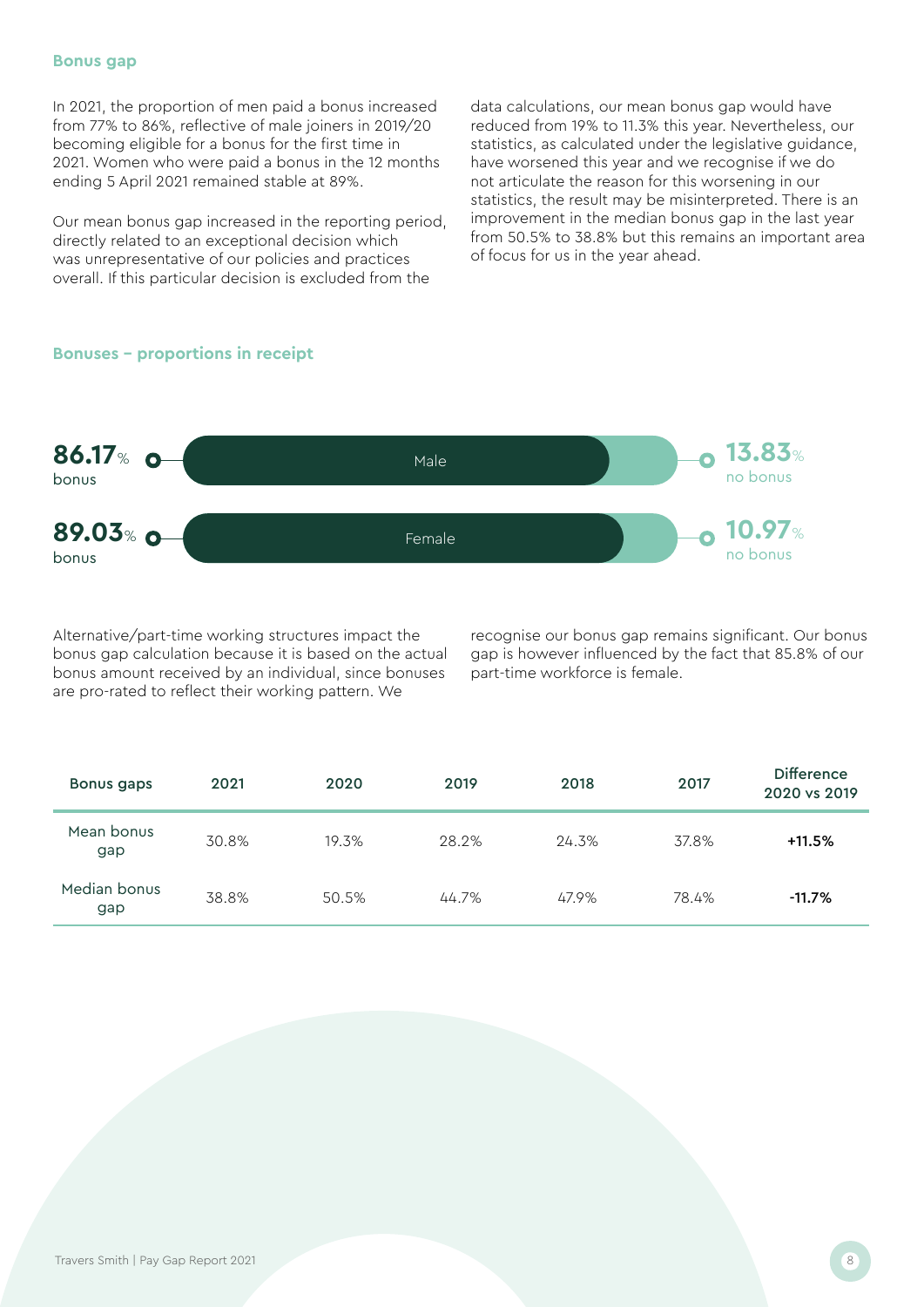## Bonus gap

In 2021, the proportion of men paid a bonus increased from 77% to 86%, reflective of male joiners in 2019/20 becoming eligible for a bonus for the first time in 2021. Women who were paid a bonus in the 12 months ending 5 April 2021 remained stable at 89%.

Our mean bonus gap increased in the reporting period, directly related to an exceptional decision which was unrepresentative of our policies and practices overall. If this particular decision is excluded from the data calculations, our mean bonus gap would have reduced from 19% to 11.3% this year. Nevertheless, our statistics, as calculated under the legislative guidance, have worsened this year and we recognise if we do not articulate the reason for this worsening in our statistics, the result may be misinterpreted. There is an improvement in the median bonus gap in the last year from 50.5% to 38.8% but this remains an important area of focus for us in the year ahead.

### Bonuses – proportions in receipt

| | Bonus | No bonus |
|---|---|---|
| Male | 86.17% | 13.83% |
| Female | 89.03% | 10.97% |

Alternative/part-time working structures impact the bonus gap calculation because it is based on the actual bonus amount received by an individual, since bonuses are pro-rated to reflect their working pattern. We recognise our bonus gap remains significant. Our bonus gap is however influenced by the fact that 85.8% of our part-time workforce is female.

| Bonus gaps | 2021 | 2020 | 2019 | 2018 | 2017 | Difference 2020 vs 2019 |
|---|---|---|---|---|---|---|
| Mean bonus gap | 30.8% | 19.3% | 28.2% | 24.3% | 37.8% | **+11.5%** |
| Median bonus gap | 38.8% | 50.5% | 44.7% | 47.9% | 78.4% | **-11.7%** |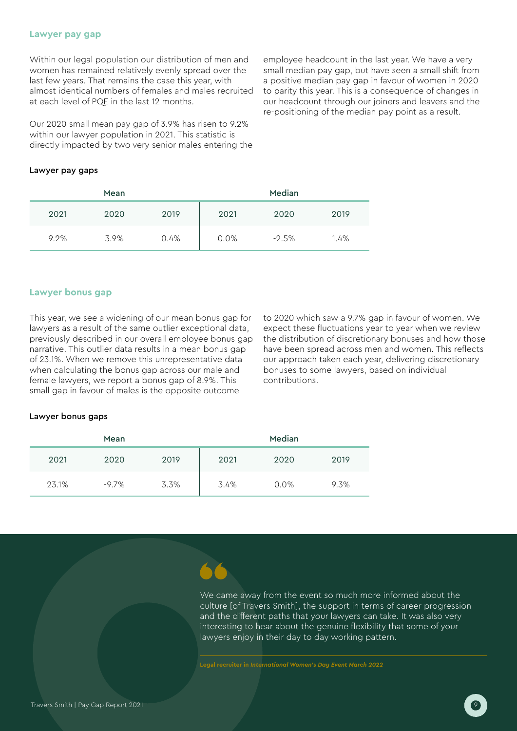## Lawyer pay gap

Within our legal population our distribution of men and women has remained relatively evenly spread over the last few years. That remains the case this year, with almost identical numbers of females and males recruited at each level of PQE in the last 12 months.

Our 2020 small mean pay gap of 3.9% has risen to 9.2% within our lawyer population in 2021. This statistic is directly impacted by two very senior males entering the employee headcount in the last year. We have a very small median pay gap, but have seen a small shift from a positive median pay gap in favour of women in 2020 to parity this year. This is a consequence of changes in our headcount through our joiners and leavers and the re-positioning of the median pay point as a result.

**Lawyer pay gaps**

| Mean | | | Median | | |
|---|---|---|---|---|---|
| 2021 | 2020 | 2019 | 2021 | 2020 | 2019 |
| 9.2% | 3.9% | 0.4% | 0.0% | -2.5% | 1.4% |

## Lawyer bonus gap

This year, we see a widening of our mean bonus gap for lawyers as a result of the same outlier exceptional data, previously described in our overall employee bonus gap narrative. This outlier data results in a mean bonus gap of 23.1%. When we remove this unrepresentative data when calculating the bonus gap across our male and female lawyers, we report a bonus gap of 8.9%. This small gap in favour of males is the opposite outcome to 2020 which saw a 9.7% gap in favour of women. We expect these fluctuations year to year when we review the distribution of discretionary bonuses and how those have been spread across men and women. This reflects our approach taken each year, delivering discretionary bonuses to some lawyers, based on individual contributions.

**Lawyer bonus gaps**

| Mean | | | Median | | |
|---|---|---|---|---|---|
| 2021 | 2020 | 2019 | 2021 | 2020 | 2019 |
| 23.1% | -9.7% | 3.3% | 3.4% | 0.0% | 9.3% |

> We came away from the event so much more informed about the culture [of Travers Smith], the support in terms of career progression and the different paths that your lawyers can take. It was also very interesting to hear about the genuine flexibility that some of your lawyers enjoy in their day to day working pattern.
>
> **Legal recruiter in *International Women's Day Event March 2022***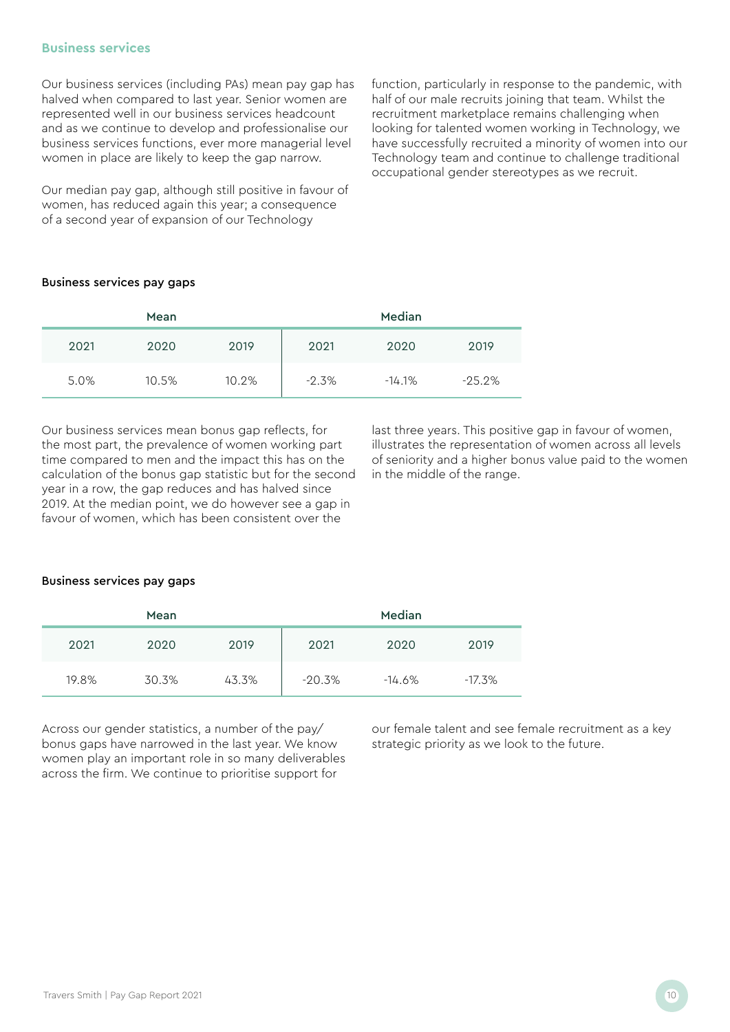## Business services

Our business services (including PAs) mean pay gap has halved when compared to last year. Senior women are represented well in our business services headcount and as we continue to develop and professionalise our business services functions, ever more managerial level women in place are likely to keep the gap narrow.

Our median pay gap, although still positive in favour of women, has reduced again this year; a consequence of a second year of expansion of our Technology function, particularly in response to the pandemic, with half of our male recruits joining that team. Whilst the recruitment marketplace remains challenging when looking for talented women working in Technology, we have successfully recruited a minority of women into our Technology team and continue to challenge traditional occupational gender stereotypes as we recruit.

**Business services pay gaps**

| Mean | | | Median | | |
|---|---|---|---|---|---|
| 2021 | 2020 | 2019 | 2021 | 2020 | 2019 |
| 5.0% | 10.5% | 10.2% | -2.3% | -14.1% | -25.2% |

Our business services mean bonus gap reflects, for the most part, the prevalence of women working part time compared to men and the impact this has on the calculation of the bonus gap statistic but for the second year in a row, the gap reduces and has halved since 2019. At the median point, we do however see a gap in favour of women, which has been consistent over the last three years. This positive gap in favour of women, illustrates the representation of women across all levels of seniority and a higher bonus value paid to the women in the middle of the range.

**Business services pay gaps**

| Mean | | | Median | | |
|---|---|---|---|---|---|
| 2021 | 2020 | 2019 | 2021 | 2020 | 2019 |
| 19.8% | 30.3% | 43.3% | -20.3% | -14.6% | -17.3% |

Across our gender statistics, a number of the pay/bonus gaps have narrowed in the last year. We know women play an important role in so many deliverables across the firm. We continue to prioritise support for our female talent and see female recruitment as a key strategic priority as we look to the future.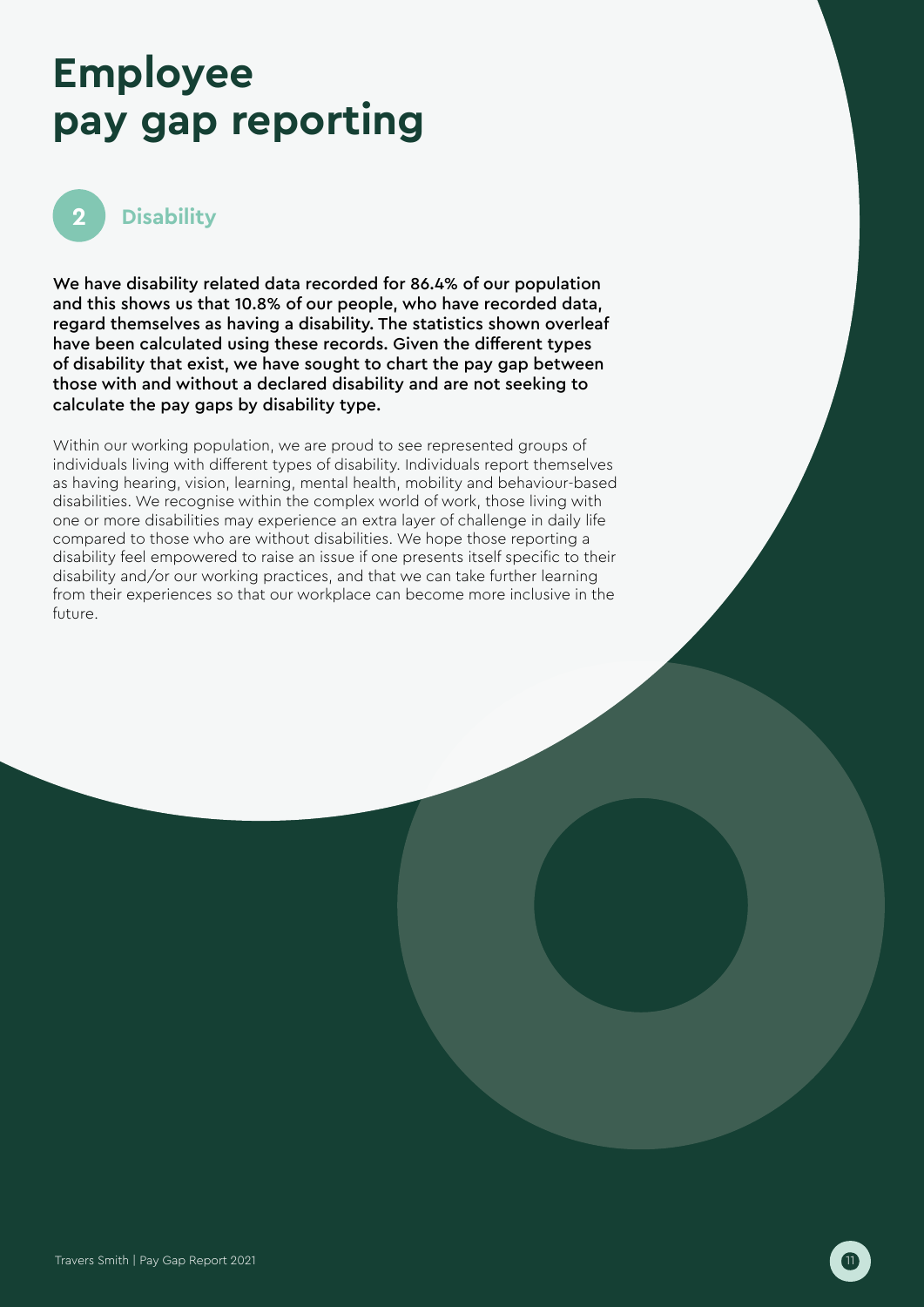# Employee pay gap reporting

## 2 Disability

**We have disability related data recorded for 86.4% of our population and this shows us that 10.8% of our people, who have recorded data, regard themselves as having a disability. The statistics shown overleaf have been calculated using these records. Given the different types of disability that exist, we have sought to chart the pay gap between those with and without a declared disability and are not seeking to calculate the pay gaps by disability type.**

Within our working population, we are proud to see represented groups of individuals living with different types of disability. Individuals report themselves as having hearing, vision, learning, mental health, mobility and behaviour-based disabilities. We recognise within the complex world of work, those living with one or more disabilities may experience an extra layer of challenge in daily life compared to those who are without disabilities. We hope those reporting a disability feel empowered to raise an issue if one presents itself specific to their disability and/or our working practices, and that we can take further learning from their experiences so that our workplace can become more inclusive in the future.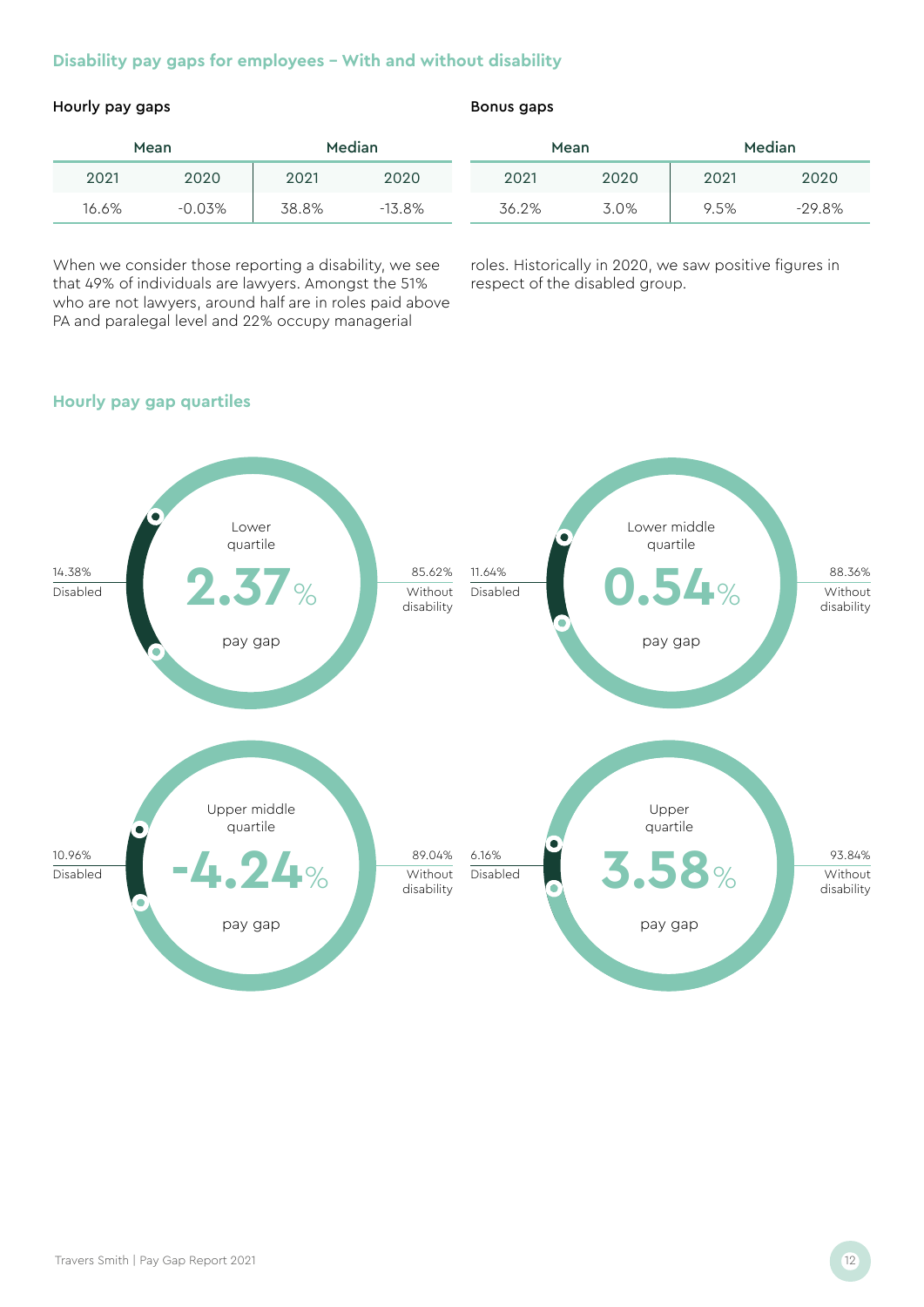## Disability pay gaps for employees – With and without disability

### Hourly pay gaps

| Mean | | Median | |
|---|---|---|---|
| 2021 | 2020 | 2021 | 2020 |
| 16.6% | -0.03% | 38.8% | -13.8% |

### Bonus gaps

| Mean | | Median | |
|---|---|---|---|
| 2021 | 2020 | 2021 | 2020 |
| 36.2% | 3.0% | 9.5% | -29.8% |

When we consider those reporting a disability, we see that 49% of individuals are lawyers. Amongst the 51% who are not lawyers, around half are in roles paid above PA and paralegal level and 22% occupy managerial roles. Historically in 2020, we saw positive figures in respect of the disabled group.

## Hourly pay gap quartiles

**Lower quartile**
2.37% pay gap
14.38% Disabled
85.62% Without disability

**Lower middle quartile**
0.54% pay gap
11.64% Disabled
88.36% Without disability

**Upper middle quartile**
-4.24% pay gap
10.96% Disabled
89.04% Without disability

**Upper quartile**
3.58% pay gap
6.16% Disabled
93.84% Without disability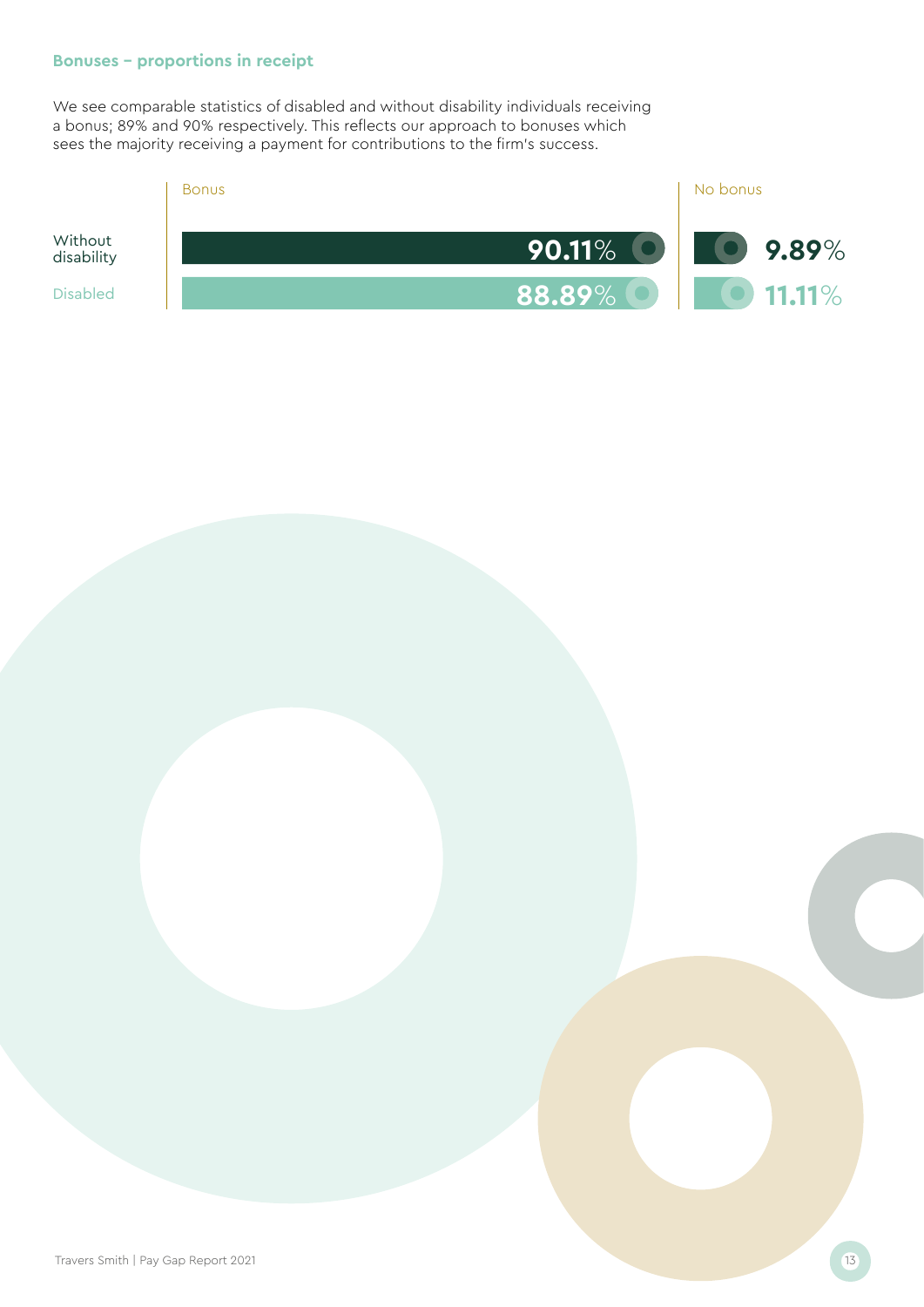### Bonuses – proportions in receipt

We see comparable statistics of disabled and without disability individuals receiving a bonus; 89% and 90% respectively. This reflects our approach to bonuses which sees the majority receiving a payment for contributions to the firm's success.

| | Bonus | No bonus |
|---|---|---|
| Without disability | **90.11**% | **9.89**% |
| Disabled | **88.89**% | **11.11**% |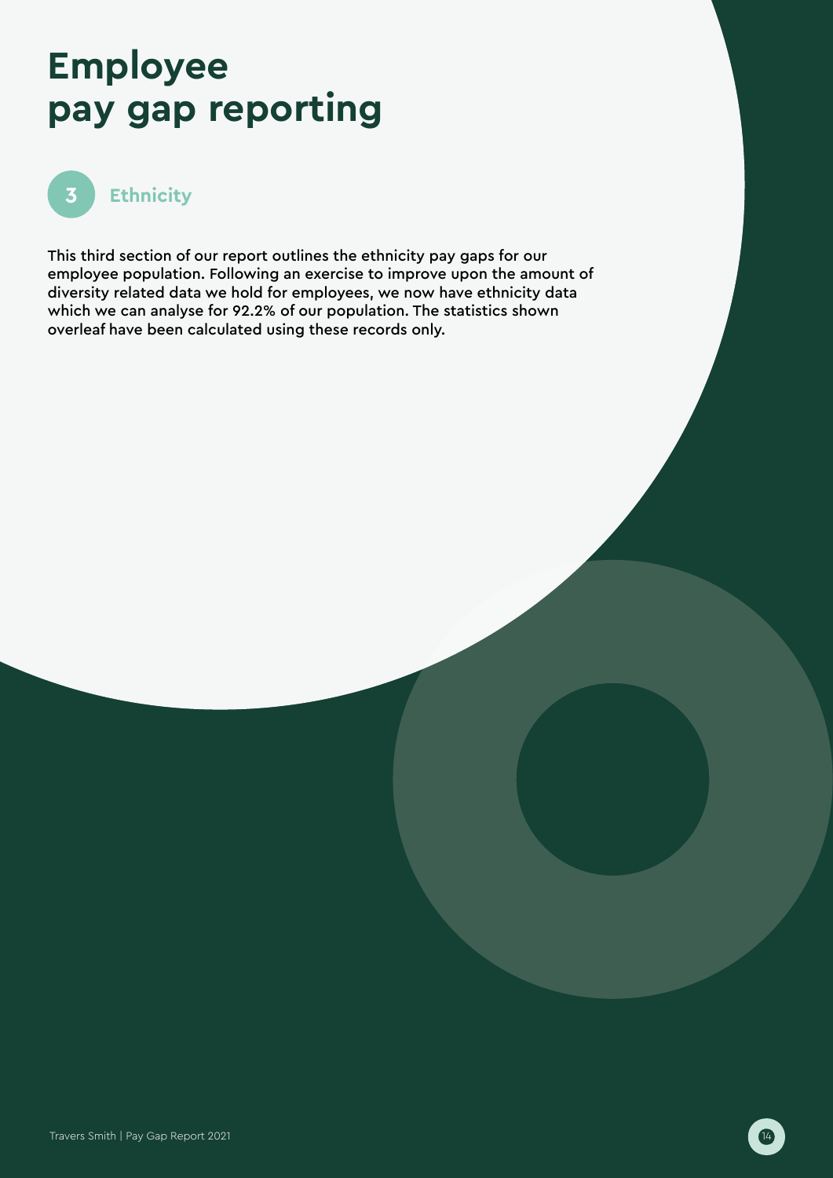# Employee pay gap reporting

## 3 Ethnicity

This third section of our report outlines the ethnicity pay gaps for our employee population. Following an exercise to improve upon the amount of diversity related data we hold for employees, we now have ethnicity data which we can analyse for 92.2% of our population. The statistics shown overleaf have been calculated using these records only.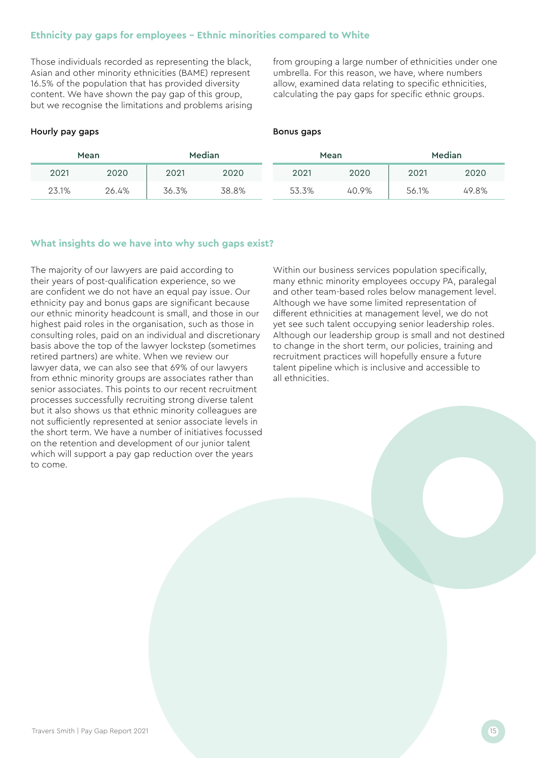## Ethnicity pay gaps for employees – Ethnic minorities compared to White

Those individuals recorded as representing the black, Asian and other minority ethnicities (BAME) represent 16.5% of the population that has provided diversity content. We have shown the pay gap of this group, but we recognise the limitations and problems arising from grouping a large number of ethnicities under one umbrella. For this reason, we have, where numbers allow, examined data relating to specific ethnicities, calculating the pay gaps for specific ethnic groups.

**Hourly pay gaps**

| Mean | | Median | |
|---|---|---|---|
| 2021 | 2020 | 2021 | 2020 |
| 23.1% | 26.4% | 36.3% | 38.8% |

**Bonus gaps**

| Mean | | Median | |
|---|---|---|---|
| 2021 | 2020 | 2021 | 2020 |
| 53.3% | 40.9% | 56.1% | 49.8% |

## What insights do we have into why such gaps exist?

The majority of our lawyers are paid according to their years of post-qualification experience, so we are confident we do not have an equal pay issue. Our ethnicity pay and bonus gaps are significant because our ethnic minority headcount is small, and those in our highest paid roles in the organisation, such as those in consulting roles, paid on an individual and discretionary basis above the top of the lawyer lockstep (sometimes retired partners) are white. When we review our lawyer data, we can also see that 69% of our lawyers from ethnic minority groups are associates rather than senior associates. This points to our recent recruitment processes successfully recruiting strong diverse talent but it also shows us that ethnic minority colleagues are not sufficiently represented at senior associate levels in the short term. We have a number of initiatives focussed on the retention and development of our junior talent which will support a pay gap reduction over the years to come.

Within our business services population specifically, many ethnic minority employees occupy PA, paralegal and other team-based roles below management level. Although we have some limited representation of different ethnicities at management level, we do not yet see such talent occupying senior leadership roles. Although our leadership group is small and not destined to change in the short term, our policies, training and recruitment practices will hopefully ensure a future talent pipeline which is inclusive and accessible to all ethnicities.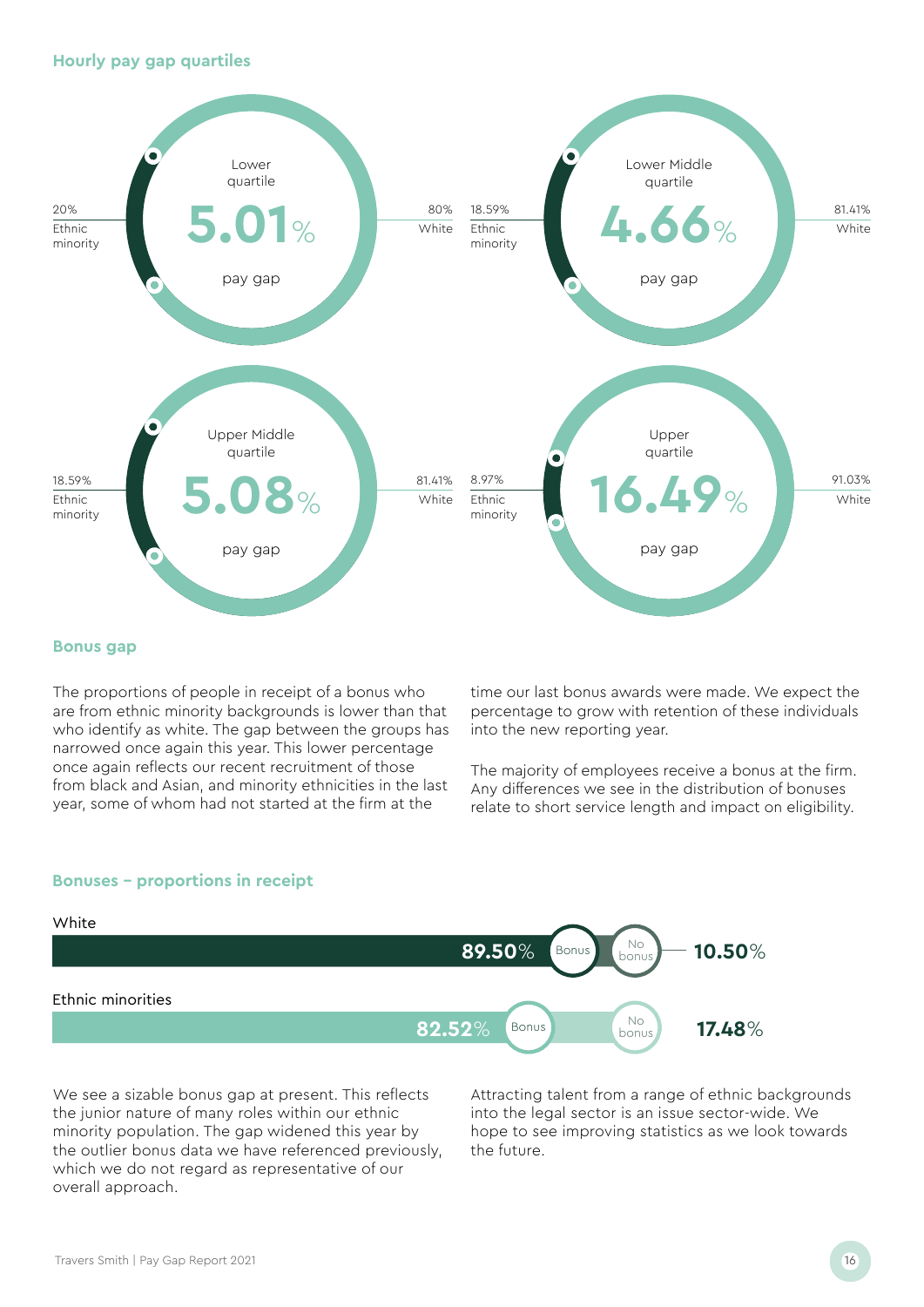### Hourly pay gap quartiles

| Quartile | Pay gap | Ethnic minority | White |
|---|---|---|---|
| Lower quartile | 5.01% | 20% | 80% |
| Lower Middle quartile | 4.66% | 18.59% | 81.41% |
| Upper Middle quartile | 5.08% | 18.59% | 81.41% |
| Upper quartile | 16.49% | 8.97% | 91.03% |

### Bonus gap

The proportions of people in receipt of a bonus who are from ethnic minority backgrounds is lower than that who identify as white. The gap between the groups has narrowed once again this year. This lower percentage once again reflects our recent recruitment of those from black and Asian, and minority ethnicities in the last year, some of whom had not started at the firm at the time our last bonus awards were made. We expect the percentage to grow with retention of these individuals into the new reporting year.

The majority of employees receive a bonus at the firm. Any differences we see in the distribution of bonuses relate to short service length and impact on eligibility.

### Bonuses – proportions in receipt

| | Bonus | No bonus |
|---|---|---|
| White | 89.50% | 10.50% |
| Ethnic minorities | 82.52% | 17.48% |

We see a sizable bonus gap at present. This reflects the junior nature of many roles within our ethnic minority population. The gap widened this year by the outlier bonus data we have referenced previously, which we do not regard as representative of our overall approach.

Attracting talent from a range of ethnic backgrounds into the legal sector is an issue sector-wide. We hope to see improving statistics as we look towards the future.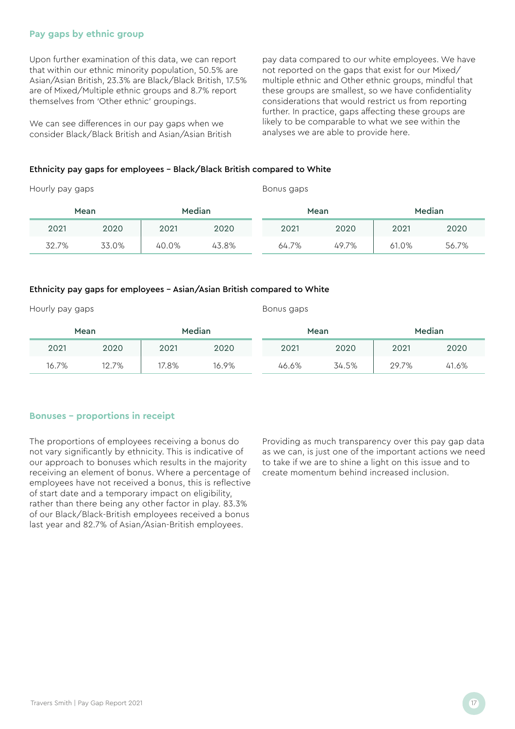## Pay gaps by ethnic group

Upon further examination of this data, we can report that within our ethnic minority population, 50.5% are Asian/Asian British, 23.3% are Black/Black British, 17.5% are of Mixed/Multiple ethnic groups and 8.7% report themselves from 'Other ethnic' groupings.

We can see differences in our pay gaps when we consider Black/Black British and Asian/Asian British pay data compared to our white employees. We have not reported on the gaps that exist for our Mixed/multiple ethnic and Other ethnic groups, mindful that these groups are smallest, so we have confidentiality considerations that would restrict us from reporting further. In practice, gaps affecting these groups are likely to be comparable to what we see within the analyses we are able to provide here.

**Ethnicity pay gaps for employees – Black/Black British compared to White**

| Hourly pay gaps | | | | Bonus gaps | | | |
|---|---|---|---|---|---|---|---|
| Mean | | Median | | Mean | | Median | |
| 2021 | 2020 | 2021 | 2020 | 2021 | 2020 | 2021 | 2020 |
| 32.7% | 33.0% | 40.0% | 43.8% | 64.7% | 49.7% | 61.0% | 56.7% |

**Ethnicity pay gaps for employees – Asian/Asian British compared to White**

| Hourly pay gaps | | | | Bonus gaps | | | |
|---|---|---|---|---|---|---|---|
| Mean | | Median | | Mean | | Median | |
| 2021 | 2020 | 2021 | 2020 | 2021 | 2020 | 2021 | 2020 |
| 16.7% | 12.7% | 17.8% | 16.9% | 46.6% | 34.5% | 29.7% | 41.6% |

## Bonuses – proportions in receipt

The proportions of employees receiving a bonus do not vary significantly by ethnicity. This is indicative of our approach to bonuses which results in the majority receiving an element of bonus. Where a percentage of employees have not received a bonus, this is reflective of start date and a temporary impact on eligibility, rather than there being any other factor in play. 83.3% of our Black/Black-British employees received a bonus last year and 82.7% of Asian/Asian-British employees.

Providing as much transparency over this pay gap data as we can, is just one of the important actions we need to take if we are to shine a light on this issue and to create momentum behind increased inclusion.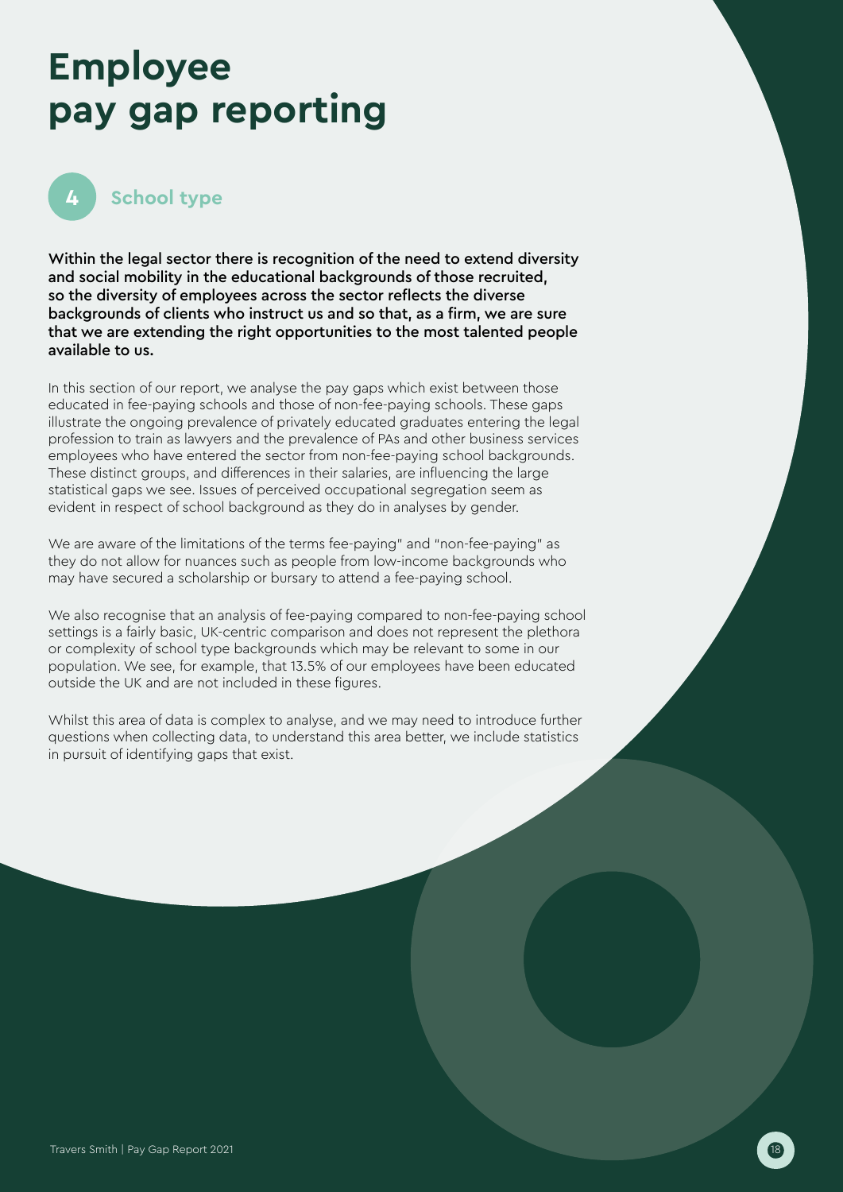# Employee pay gap reporting

## 4 School type

**Within the legal sector there is recognition of the need to extend diversity and social mobility in the educational backgrounds of those recruited, so the diversity of employees across the sector reflects the diverse backgrounds of clients who instruct us and so that, as a firm, we are sure that we are extending the right opportunities to the most talented people available to us.**

In this section of our report, we analyse the pay gaps which exist between those educated in fee-paying schools and those of non-fee-paying schools. These gaps illustrate the ongoing prevalence of privately educated graduates entering the legal profession to train as lawyers and the prevalence of PAs and other business services employees who have entered the sector from non-fee-paying school backgrounds. These distinct groups, and differences in their salaries, are influencing the large statistical gaps we see. Issues of perceived occupational segregation seem as evident in respect of school background as they do in analyses by gender.

We are aware of the limitations of the terms fee-paying" and "non-fee-paying" as they do not allow for nuances such as people from low-income backgrounds who may have secured a scholarship or bursary to attend a fee-paying school.

We also recognise that an analysis of fee-paying compared to non-fee-paying school settings is a fairly basic, UK-centric comparison and does not represent the plethora or complexity of school type backgrounds which may be relevant to some in our population. We see, for example, that 13.5% of our employees have been educated outside the UK and are not included in these figures.

Whilst this area of data is complex to analyse, and we may need to introduce further questions when collecting data, to understand this area better, we include statistics in pursuit of identifying gaps that exist.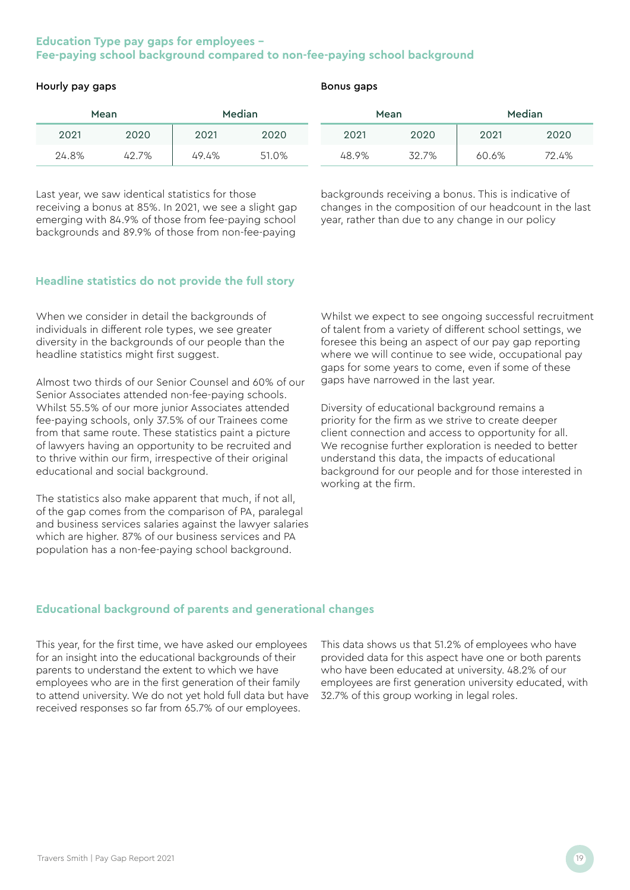### Education Type pay gaps for employees – Fee-paying school background compared to non-fee-paying school background

**Hourly pay gaps**

| Mean | | Median | |
|---|---|---|---|
| 2021 | 2020 | 2021 | 2020 |
| 24.8% | 42.7% | 49.4% | 51.0% |

**Bonus gaps**

| Mean | | Median | |
|---|---|---|---|
| 2021 | 2020 | 2021 | 2020 |
| 48.9% | 32.7% | 60.6% | 72.4% |

Last year, we saw identical statistics for those receiving a bonus at 85%. In 2021, we see a slight gap emerging with 84.9% of those from fee-paying school backgrounds and 89.9% of those from non-fee-paying backgrounds receiving a bonus. This is indicative of changes in the composition of our headcount in the last year, rather than due to any change in our policy

### Headline statistics do not provide the full story

When we consider in detail the backgrounds of individuals in different role types, we see greater diversity in the backgrounds of our people than the headline statistics might first suggest.

Almost two thirds of our Senior Counsel and 60% of our Senior Associates attended non-fee-paying schools. Whilst 55.5% of our more junior Associates attended fee-paying schools, only 37.5% of our Trainees come from that same route. These statistics paint a picture of lawyers having an opportunity to be recruited and to thrive within our firm, irrespective of their original educational and social background.

The statistics also make apparent that much, if not all, of the gap comes from the comparison of PA, paralegal and business services salaries against the lawyer salaries which are higher. 87% of our business services and PA population has a non-fee-paying school background.

Whilst we expect to see ongoing successful recruitment of talent from a variety of different school settings, we foresee this being an aspect of our pay gap reporting where we will continue to see wide, occupational pay gaps for some years to come, even if some of these gaps have narrowed in the last year.

Diversity of educational background remains a priority for the firm as we strive to create deeper client connection and access to opportunity for all. We recognise further exploration is needed to better understand this data, the impacts of educational background for our people and for those interested in working at the firm.

### Educational background of parents and generational changes

This year, for the first time, we have asked our employees for an insight into the educational backgrounds of their parents to understand the extent to which we have employees who are in the first generation of their family to attend university. We do not yet hold full data but have received responses so far from 65.7% of our employees.

This data shows us that 51.2% of employees who have provided data for this aspect have one or both parents who have been educated at university. 48.2% of our employees are first generation university educated, with 32.7% of this group working in legal roles.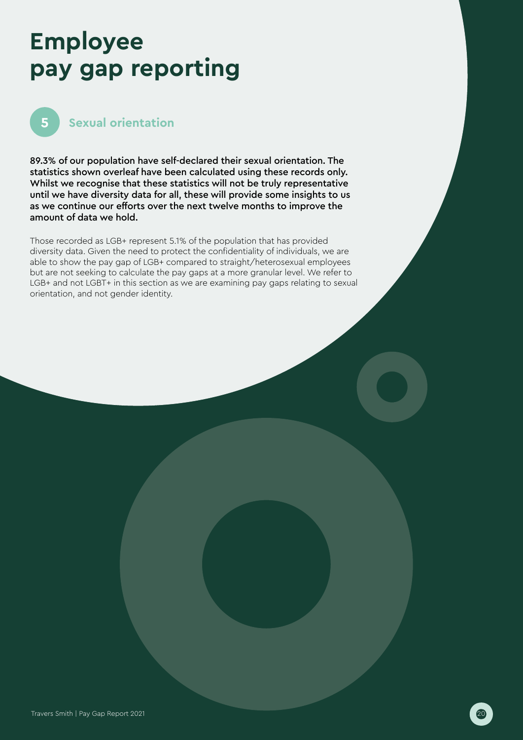# Employee pay gap reporting

## 5 Sexual orientation

**89.3% of our population have self-declared their sexual orientation. The statistics shown overleaf have been calculated using these records only. Whilst we recognise that these statistics will not be truly representative until we have diversity data for all, these will provide some insights to us as we continue our efforts over the next twelve months to improve the amount of data we hold.**

Those recorded as LGB+ represent 5.1% of the population that has provided diversity data. Given the need to protect the confidentiality of individuals, we are able to show the pay gap of LGB+ compared to straight/heterosexual employees but are not seeking to calculate the pay gaps at a more granular level. We refer to LGB+ and not LGBT+ in this section as we are examining pay gaps relating to sexual orientation, and not gender identity.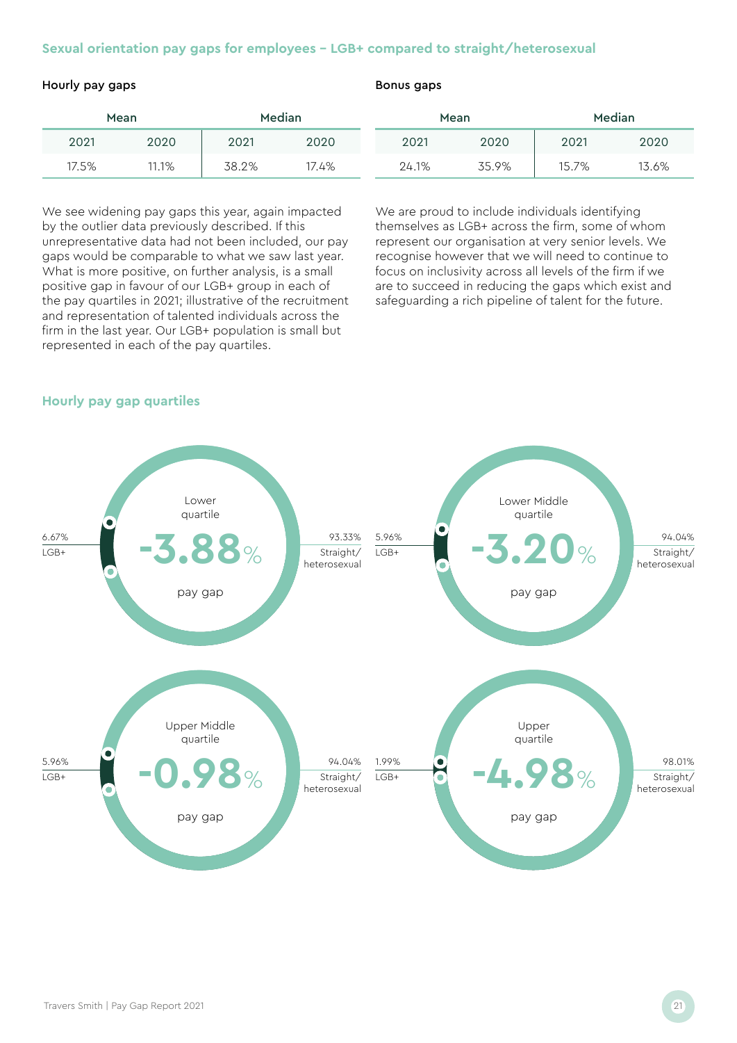## Sexual orientation pay gaps for employees – LGB+ compared to straight/heterosexual

### Hourly pay gaps

| Mean | | Median | |
|---|---|---|---|
| 2021 | 2020 | 2021 | 2020 |
| 17.5% | 11.1% | 38.2% | 17.4% |

We see widening pay gaps this year, again impacted by the outlier data previously described. If this unrepresentative data had not been included, our pay gaps would be comparable to what we saw last year. What is more positive, on further analysis, is a small positive gap in favour of our LGB+ group in each of the pay quartiles in 2021; illustrative of the recruitment and representation of talented individuals across the firm in the last year. Our LGB+ population is small but represented in each of the pay quartiles.

### Bonus gaps

| Mean | | Median | |
|---|---|---|---|
| 2021 | 2020 | 2021 | 2020 |
| 24.1% | 35.9% | 15.7% | 13.6% |

We are proud to include individuals identifying themselves as LGB+ across the firm, some of whom represent our organisation at very senior levels. We recognise however that we will need to continue to focus on inclusivity across all levels of the firm if we are to succeed in reducing the gaps which exist and safeguarding a rich pipeline of talent for the future.

## Hourly pay gap quartiles

**Lower quartile**
-3.88% pay gap
6.67% LGB+
93.33% Straight/heterosexual

**Lower Middle quartile**
-3.20% pay gap
5.96% LGB+
94.04% Straight/heterosexual

**Upper Middle quartile**
-0.98% pay gap
5.96% LGB+
94.04% Straight/heterosexual

**Upper quartile**
-4.98% pay gap
1.99% LGB+
98.01% Straight/heterosexual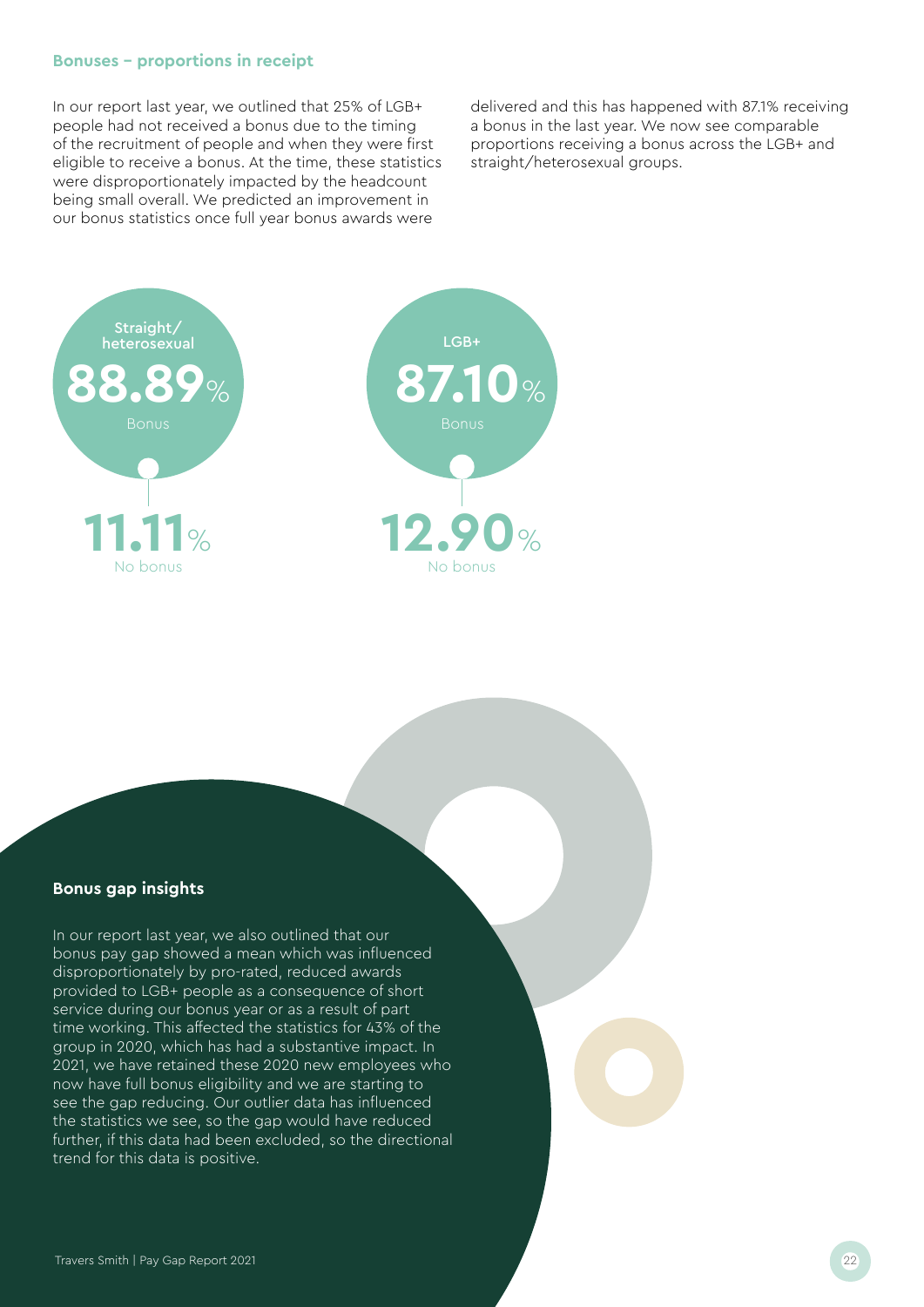### Bonuses – proportions in receipt

In our report last year, we outlined that 25% of LGB+ people had not received a bonus due to the timing of the recruitment of people and when they were first eligible to receive a bonus. At the time, these statistics were disproportionately impacted by the headcount being small overall. We predicted an improvement in our bonus statistics once full year bonus awards were delivered and this has happened with 87.1% receiving a bonus in the last year. We now see comparable proportions receiving a bonus across the LGB+ and straight/heterosexual groups.

**Straight/heterosexual**

**88.89%** Bonus

**11.11%** No bonus

**LGB+**

**87.10%** Bonus

**12.90%** No bonus

### Bonus gap insights

In our report last year, we also outlined that our bonus pay gap showed a mean which was influenced disproportionately by pro-rated, reduced awards provided to LGB+ people as a consequence of short service during our bonus year or as a result of part time working. This affected the statistics for 43% of the group in 2020, which has had a substantive impact. In 2021, we have retained these 2020 new employees who now have full bonus eligibility and we are starting to see the gap reducing. Our outlier data has influenced the statistics we see, so the gap would have reduced further, if this data had been excluded, so the directional trend for this data is positive.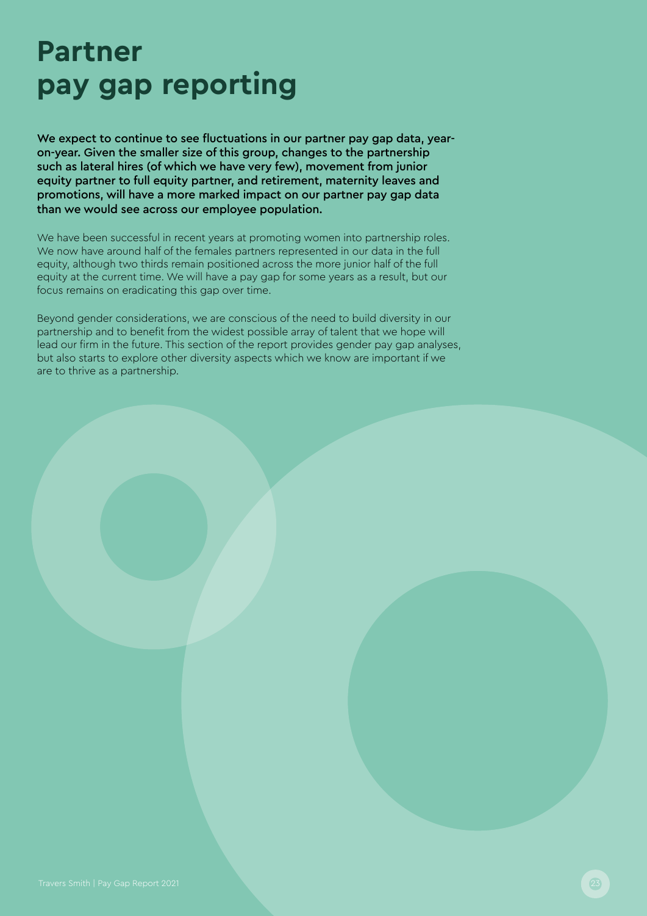# Partner pay gap reporting

**We expect to continue to see fluctuations in our partner pay gap data, year-on-year. Given the smaller size of this group, changes to the partnership such as lateral hires (of which we have very few), movement from junior equity partner to full equity partner, and retirement, maternity leaves and promotions, will have a more marked impact on our partner pay gap data than we would see across our employee population.**

We have been successful in recent years at promoting women into partnership roles. We now have around half of the females partners represented in our data in the full equity, although two thirds remain positioned across the more junior half of the full equity at the current time. We will have a pay gap for some years as a result, but our focus remains on eradicating this gap over time.

Beyond gender considerations, we are conscious of the need to build diversity in our partnership and to benefit from the widest possible array of talent that we hope will lead our firm in the future. This section of the report provides gender pay gap analyses, but also starts to explore other diversity aspects which we know are important if we are to thrive as a partnership.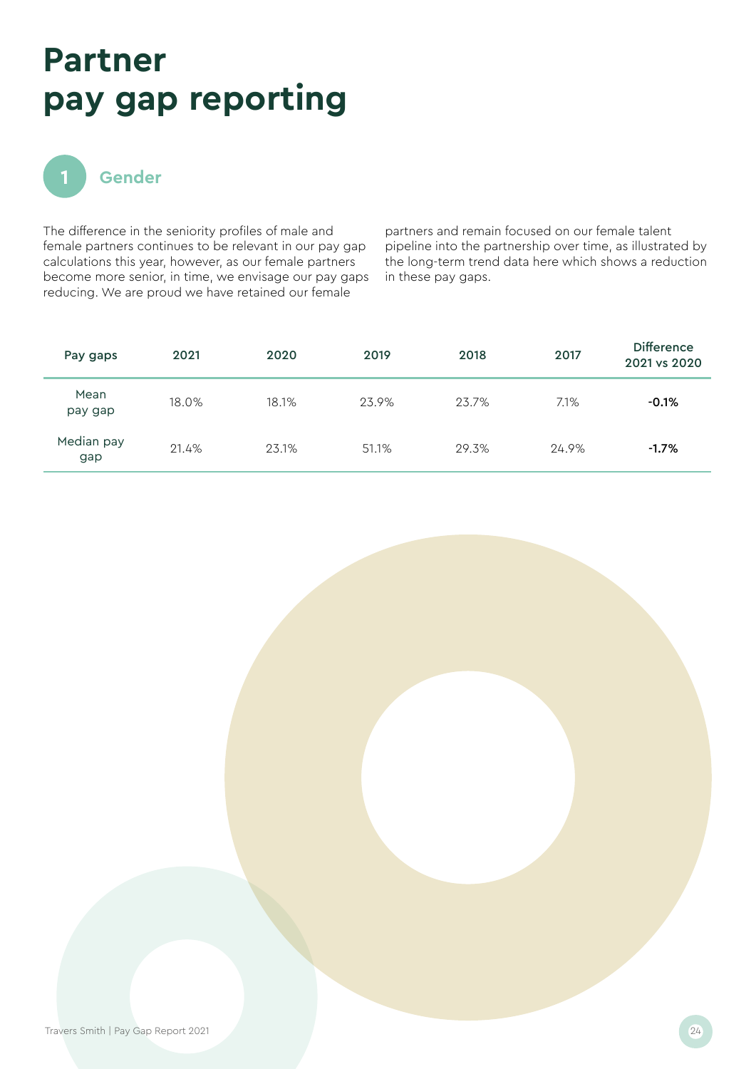# Partner pay gap reporting

## 1 Gender

The difference in the seniority profiles of male and female partners continues to be relevant in our pay gap calculations this year, however, as our female partners become more senior, in time, we envisage our pay gaps reducing. We are proud we have retained our female partners and remain focused on our female talent pipeline into the partnership over time, as illustrated by the long-term trend data here which shows a reduction in these pay gaps.

| Pay gaps | 2021 | 2020 | 2019 | 2018 | 2017 | Difference 2021 vs 2020 |
|---|---|---|---|---|---|---|
| Mean pay gap | 18.0% | 18.1% | 23.9% | 23.7% | 7.1% | **-0.1%** |
| Median pay gap | 21.4% | 23.1% | 51.1% | 29.3% | 24.9% | **-1.7%** |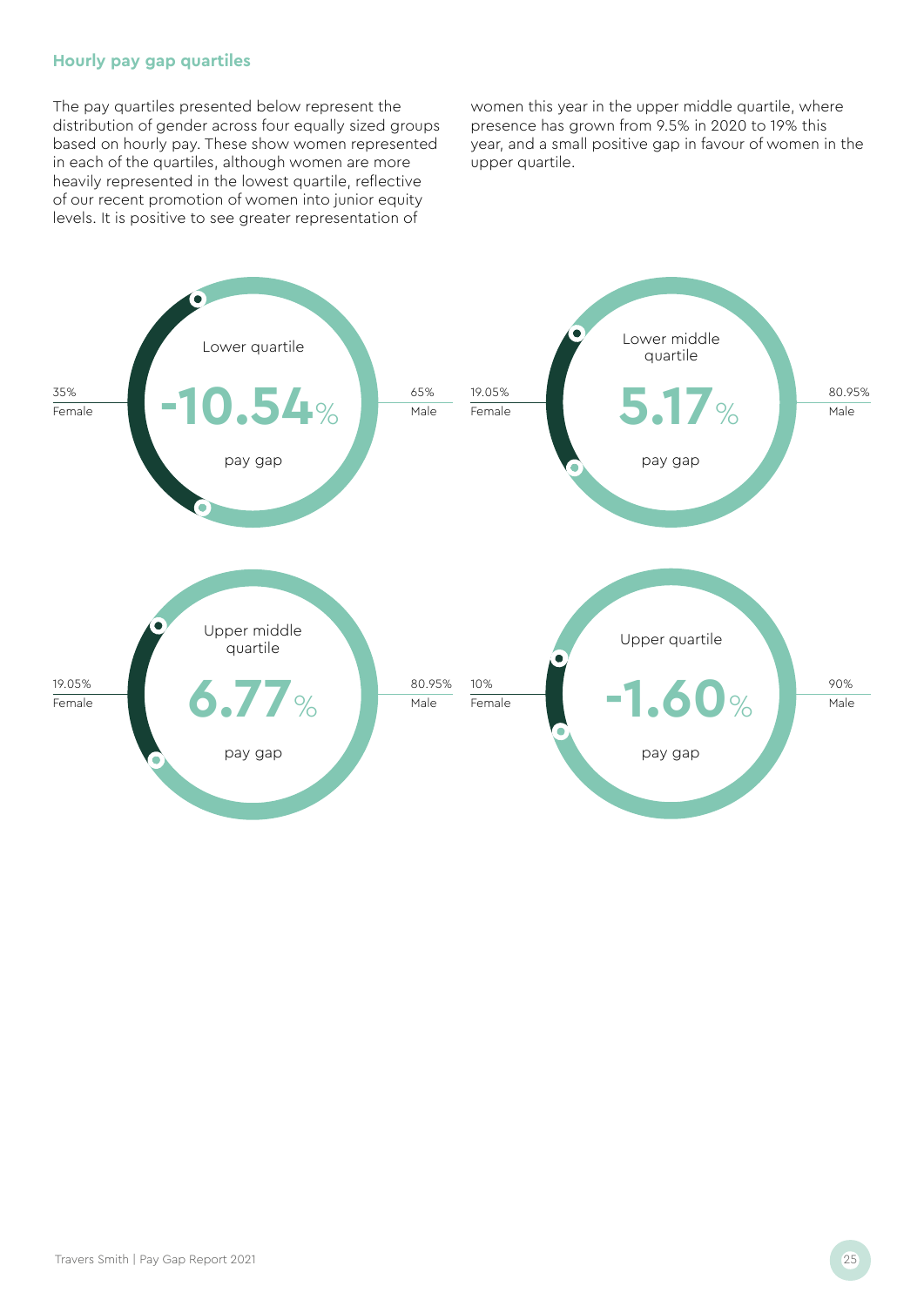### Hourly pay gap quartiles

The pay quartiles presented below represent the distribution of gender across four equally sized groups based on hourly pay. These show women represented in each of the quartiles, although women are more heavily represented in the lowest quartile, reflective of our recent promotion of women into junior equity levels. It is positive to see greater representation of women this year in the upper middle quartile, where presence has grown from 9.5% in 2020 to 19% this year, and a small positive gap in favour of women in the upper quartile.

**Lower quartile**

35% Female | 65% Male

**-10.54%** pay gap

**Lower middle quartile**

19.05% Female | 80.95% Male

**5.17%** pay gap

**Upper middle quartile**

19.05% Female | 80.95% Male

**6.77%** pay gap

**Upper quartile**

10% Female | 90% Male

**-1.60%** pay gap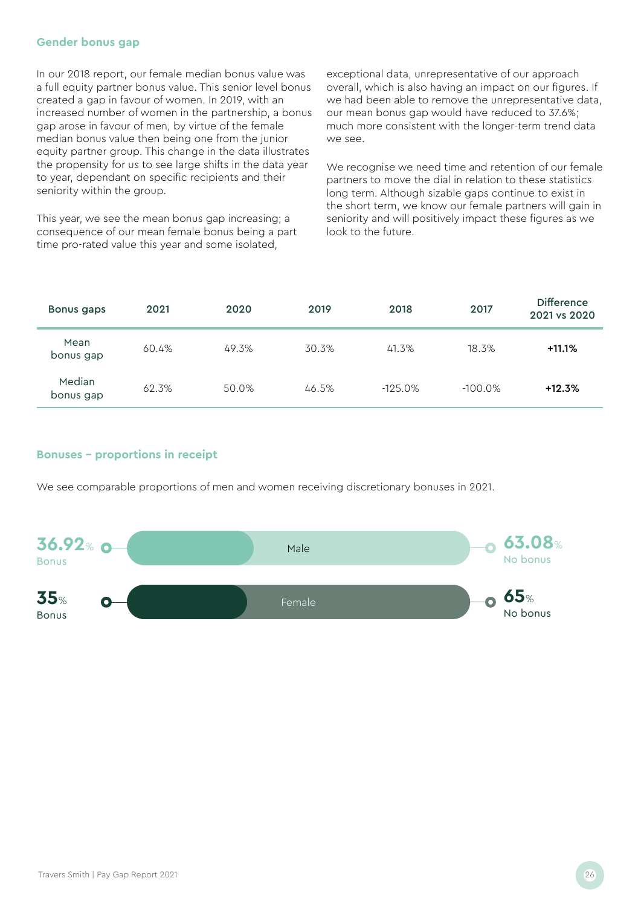## Gender bonus gap

In our 2018 report, our female median bonus value was a full equity partner bonus value. This senior level bonus created a gap in favour of women. In 2019, with an increased number of women in the partnership, a bonus gap arose in favour of men, by virtue of the female median bonus value then being one from the junior equity partner group. This change in the data illustrates the propensity for us to see large shifts in the data year to year, dependant on specific recipients and their seniority within the group.

This year, we see the mean bonus gap increasing; a consequence of our mean female bonus being a part time pro-rated value this year and some isolated, exceptional data, unrepresentative of our approach overall, which is also having an impact on our figures. If we had been able to remove the unrepresentative data, our mean bonus gap would have reduced to 37.6%; much more consistent with the longer-term trend data we see.

We recognise we need time and retention of our female partners to move the dial in relation to these statistics long term. Although sizable gaps continue to exist in the short term, we know our female partners will gain in seniority and will positively impact these figures as we look to the future.

| Bonus gaps | 2021 | 2020 | 2019 | 2018 | 2017 | Difference 2021 vs 2020 |
|---|---|---|---|---|---|---|
| Mean bonus gap | 60.4% | 49.3% | 30.3% | 41.3% | 18.3% | **+11.1%** |
| Median bonus gap | 62.3% | 50.0% | 46.5% | -125.0% | -100.0% | **+12.3%** |

## Bonuses – proportions in receipt

We see comparable proportions of men and women receiving discretionary bonuses in 2021.

| | Bonus | No bonus |
|---|---|---|
| Male | 36.92% | 63.08% |
| Female | 35% | 65% |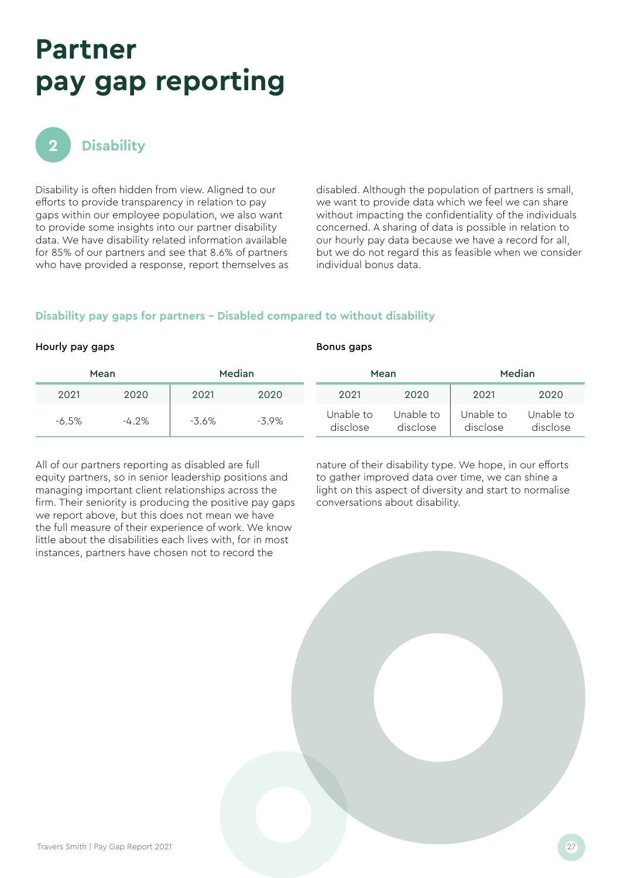# Partner pay gap reporting

## 2 Disability

Disability is often hidden from view. Aligned to our efforts to provide transparency in relation to pay gaps within our employee population, we also want to provide some insights into our partner disability data. We have disability related information available for 85% of our partners and see that 8.6% of partners who have provided a response, report themselves as disabled. Although the population of partners is small, we want to provide data which we feel we can share without impacting the confidentiality of the individuals concerned. A sharing of data is possible in relation to our hourly pay data because we have a record for all, but we do not regard this as feasible when we consider individual bonus data.

### Disability pay gaps for partners – Disabled compared to without disability

**Hourly pay gaps**

| Mean | | Median | |
|---|---|---|---|
| 2021 | 2020 | 2021 | 2020 |
| -6.5% | -4.2% | -3.6% | -3.9% |

**Bonus gaps**

| Mean | | Median | |
|---|---|---|---|
| 2021 | 2020 | 2021 | 2020 |
| Unable to disclose | Unable to disclose | Unable to disclose | Unable to disclose |

All of our partners reporting as disabled are full equity partners, so in senior leadership positions and managing important client relationships across the firm. Their seniority is producing the positive pay gaps we report above, but this does not mean we have the full measure of their experience of work. We know little about the disabilities each lives with, for in most instances, partners have chosen not to record the nature of their disability type. We hope, in our efforts to gather improved data over time, we can shine a light on this aspect of diversity and start to normalise conversations about disability.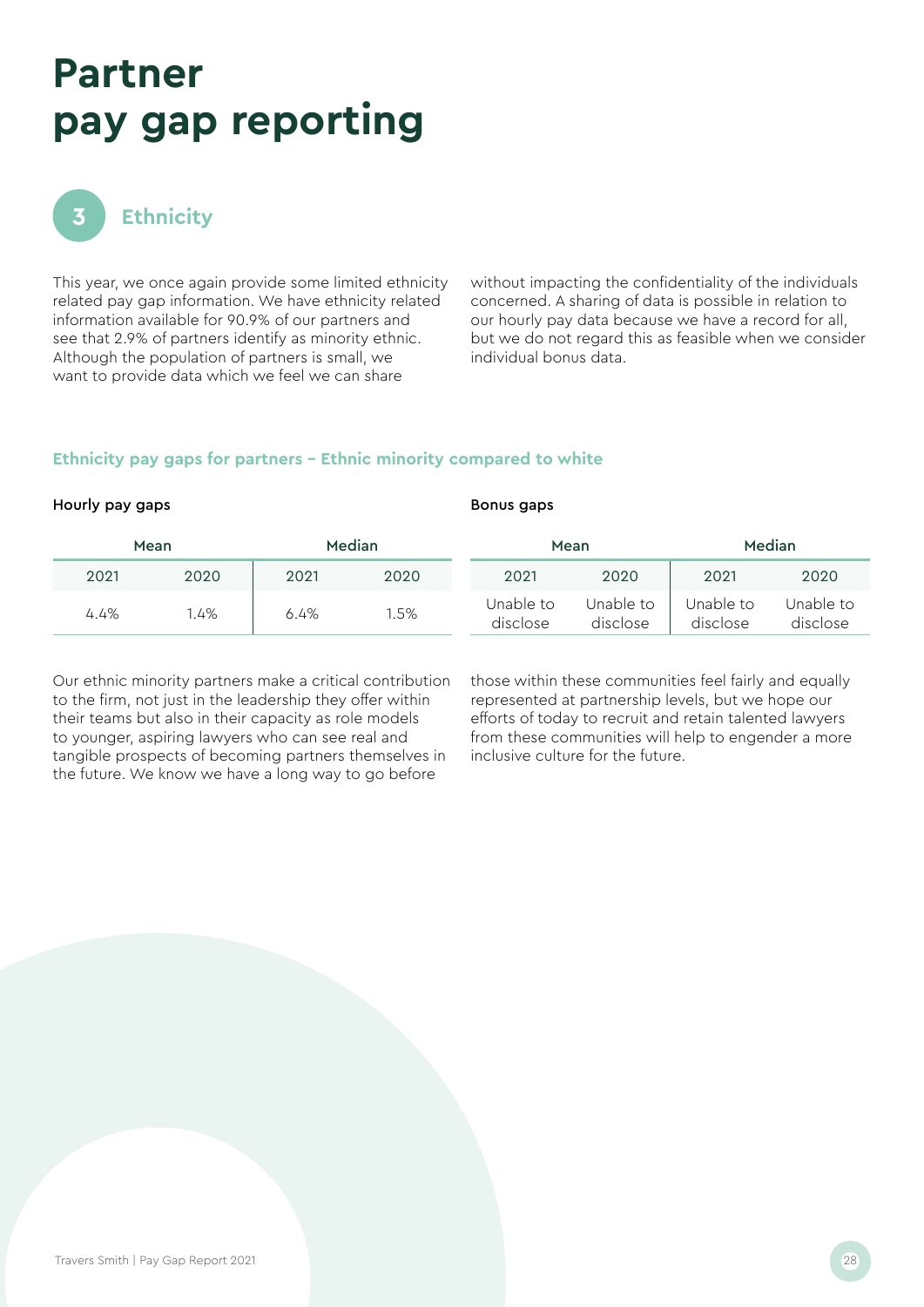# Partner pay gap reporting

## 3 Ethnicity

This year, we once again provide some limited ethnicity related pay gap information. We have ethnicity related information available for 90.9% of our partners and see that 2.9% of partners identify as minority ethnic. Although the population of partners is small, we want to provide data which we feel we can share without impacting the confidentiality of the individuals concerned. A sharing of data is possible in relation to our hourly pay data because we have a record for all, but we do not regard this as feasible when we consider individual bonus data.

### Ethnicity pay gaps for partners – Ethnic minority compared to white

**Hourly pay gaps**

| Mean | | Median | |
|---|---|---|---|
| 2021 | 2020 | 2021 | 2020 |
| 4.4% | 1.4% | 6.4% | 1.5% |

**Bonus gaps**

| Mean | | Median | |
|---|---|---|---|
| 2021 | 2020 | 2021 | 2020 |
| Unable to disclose | Unable to disclose | Unable to disclose | Unable to disclose |

Our ethnic minority partners make a critical contribution to the firm, not just in the leadership they offer within their teams but also in their capacity as role models to younger, aspiring lawyers who can see real and tangible prospects of becoming partners themselves in the future. We know we have a long way to go before those within these communities feel fairly and equally represented at partnership levels, but we hope our efforts of today to recruit and retain talented lawyers from these communities will help to engender a more inclusive culture for the future.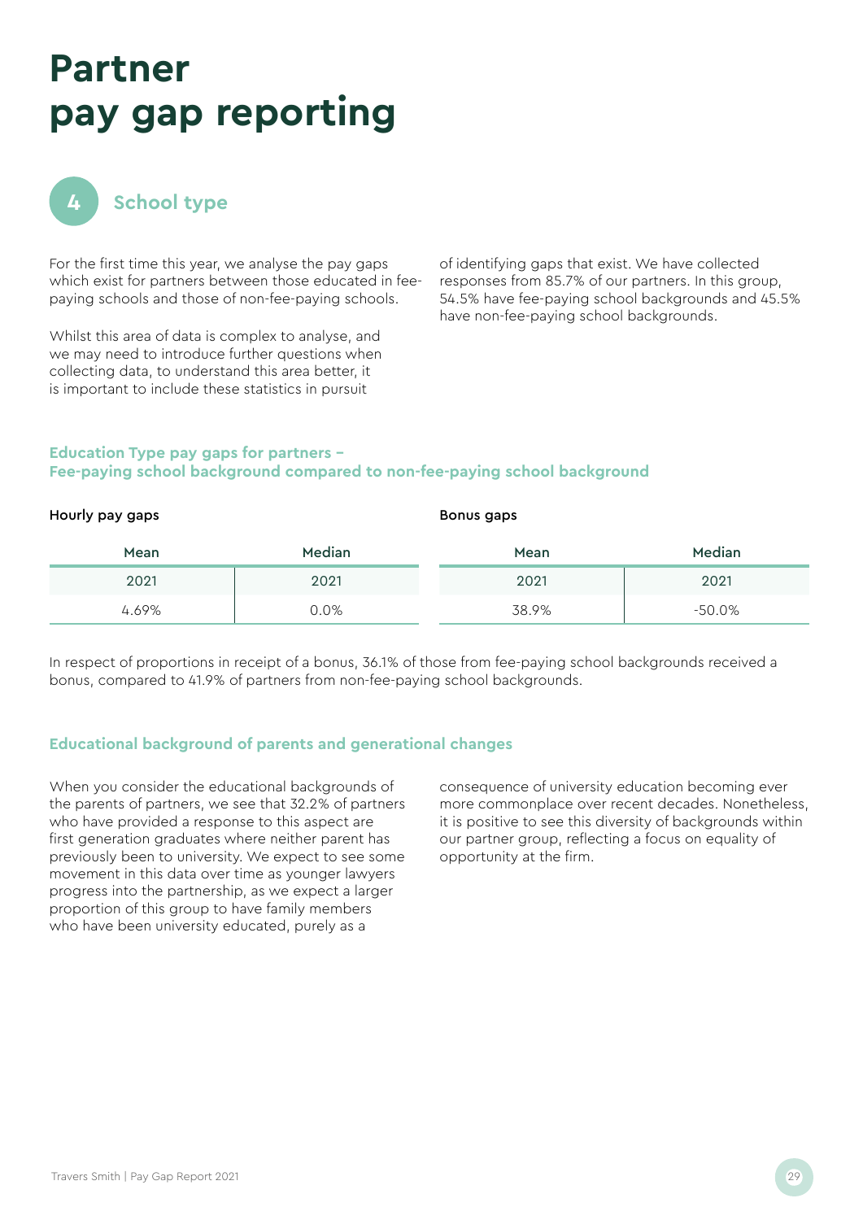# Partner pay gap reporting

## 4 School type

For the first time this year, we analyse the pay gaps which exist for partners between those educated in fee-paying schools and those of non-fee-paying schools.

Whilst this area of data is complex to analyse, and we may need to introduce further questions when collecting data, to understand this area better, it is important to include these statistics in pursuit of identifying gaps that exist. We have collected responses from 85.7% of our partners. In this group, 54.5% have fee-paying school backgrounds and 45.5% have non-fee-paying school backgrounds.

### Education Type pay gaps for partners – Fee-paying school background compared to non-fee-paying school background

| Hourly pay gaps | | Bonus gaps | |
|---|---|---|---|
| Mean | Median | Mean | Median |
| 2021 | 2021 | 2021 | 2021 |
| 4.69% | 0.0% | 38.9% | -50.0% |

In respect of proportions in receipt of a bonus, 36.1% of those from fee-paying school backgrounds received a bonus, compared to 41.9% of partners from non-fee-paying school backgrounds.

### Educational background of parents and generational changes

When you consider the educational backgrounds of the parents of partners, we see that 32.2% of partners who have provided a response to this aspect are first generation graduates where neither parent has previously been to university. We expect to see some movement in this data over time as younger lawyers progress into the partnership, as we expect a larger proportion of this group to have family members who have been university educated, purely as a consequence of university education becoming ever more commonplace over recent decades. Nonetheless, it is positive to see this diversity of backgrounds within our partner group, reflecting a focus on equality of opportunity at the firm.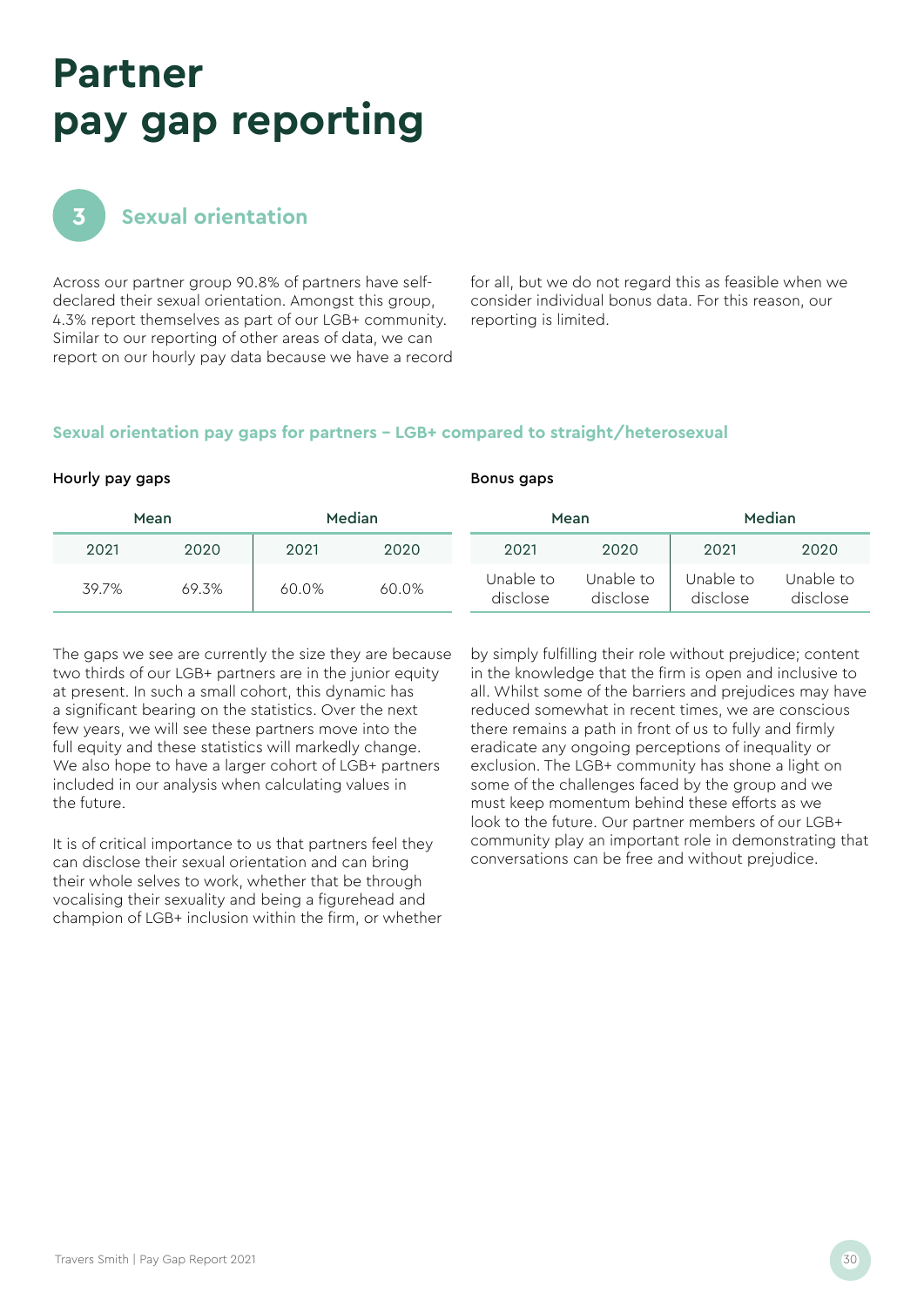# Partner pay gap reporting

## 3 Sexual orientation

Across our partner group 90.8% of partners have self-declared their sexual orientation. Amongst this group, 4.3% report themselves as part of our LGB+ community. Similar to our reporting of other areas of data, we can report on our hourly pay data because we have a record for all, but we do not regard this as feasible when we consider individual bonus data. For this reason, our reporting is limited.

### Sexual orientation pay gaps for partners – LGB+ compared to straight/heterosexual

**Hourly pay gaps**

| Mean | | Median | |
|---|---|---|---|
| 2021 | 2020 | 2021 | 2020 |
| 39.7% | 69.3% | 60.0% | 60.0% |

**Bonus gaps**

| Mean | | Median | |
|---|---|---|---|
| 2021 | 2020 | 2021 | 2020 |
| Unable to disclose | Unable to disclose | Unable to disclose | Unable to disclose |

The gaps we see are currently the size they are because two thirds of our LGB+ partners are in the junior equity at present. In such a small cohort, this dynamic has a significant bearing on the statistics. Over the next few years, we will see these partners move into the full equity and these statistics will markedly change. We also hope to have a larger cohort of LGB+ partners included in our analysis when calculating values in the future.

It is of critical importance to us that partners feel they can disclose their sexual orientation and can bring their whole selves to work, whether that be through vocalising their sexuality and being a figurehead and champion of LGB+ inclusion within the firm, or whether by simply fulfilling their role without prejudice; content in the knowledge that the firm is open and inclusive to all. Whilst some of the barriers and prejudices may have reduced somewhat in recent times, we are conscious there remains a path in front of us to fully and firmly eradicate any ongoing perceptions of inequality or exclusion. The LGB+ community has shone a light on some of the challenges faced by the group and we must keep momentum behind these efforts as we look to the future. Our partner members of our LGB+ community play an important role in demonstrating that conversations can be free and without prejudice.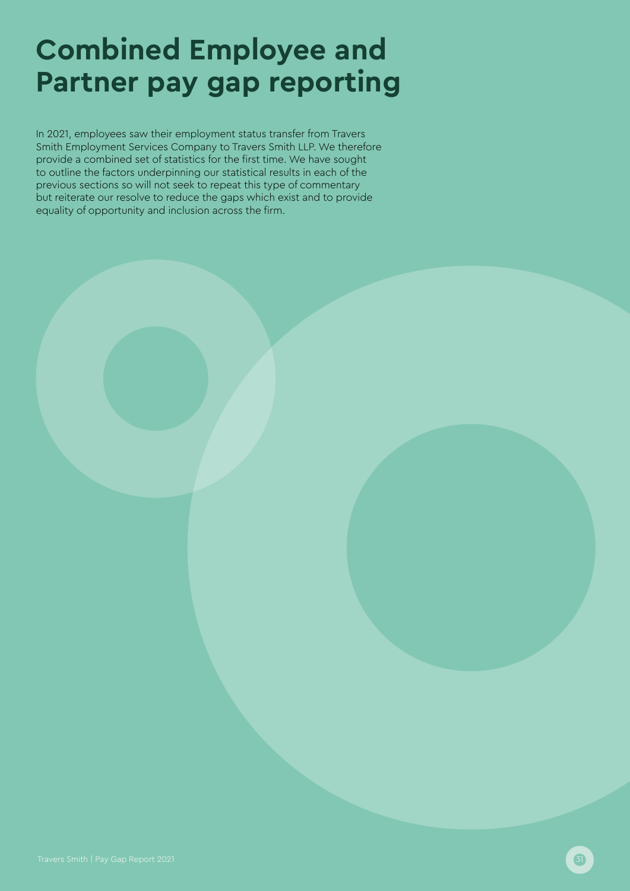# Combined Employee and Partner pay gap reporting

In 2021, employees saw their employment status transfer from Travers Smith Employment Services Company to Travers Smith LLP. We therefore provide a combined set of statistics for the first time. We have sought to outline the factors underpinning our statistical results in each of the previous sections so will not seek to repeat this type of commentary but reiterate our resolve to reduce the gaps which exist and to provide equality of opportunity and inclusion across the firm.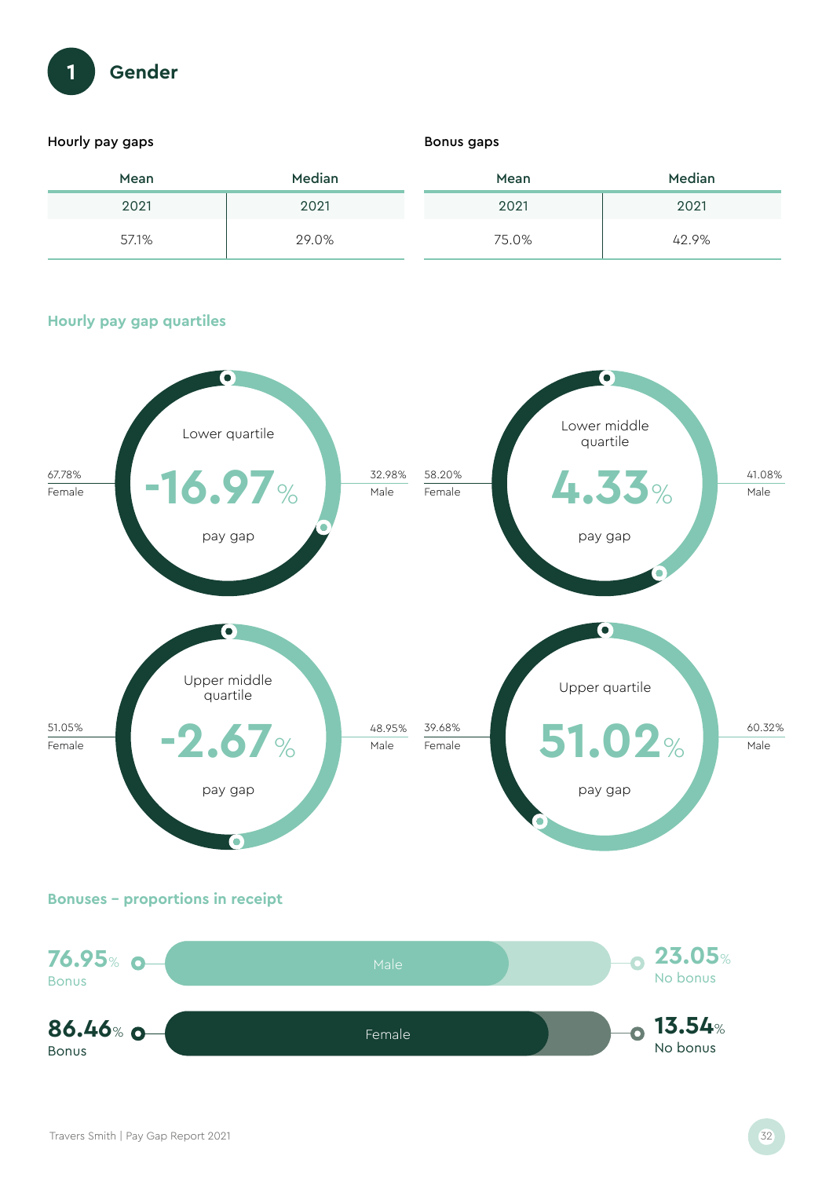# 1 Gender

**Hourly pay gaps**

| Mean | Median |
|---|---|
| 2021 | 2021 |
| 57.1% | 29.0% |

**Bonus gaps**

| Mean | Median |
|---|---|
| 2021 | 2021 |
| 75.0% | 42.9% |

## Hourly pay gap quartiles

Lower quartile
-16.97% pay gap
67.78% Female
32.98% Male

Lower middle quartile
4.33% pay gap
58.20% Female
41.08% Male

Upper middle quartile
-2.67% pay gap
51.05% Female
48.95% Male

Upper quartile
51.02% pay gap
39.68% Female
60.32% Male

## Bonuses – proportions in receipt

Male: 76.95% Bonus, 23.05% No bonus

Female: 86.46% Bonus, 13.54% No bonus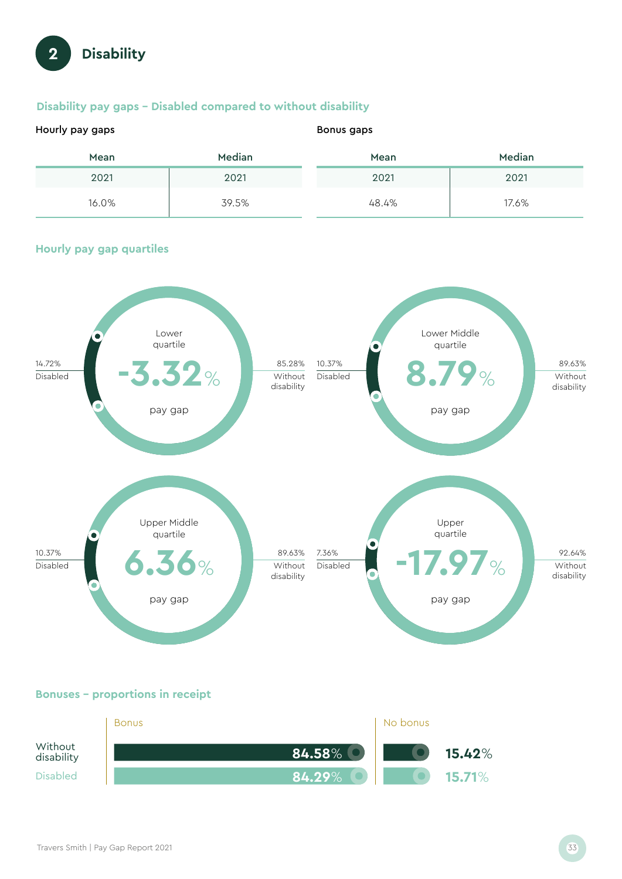## 2 Disability

### Disability pay gaps – Disabled compared to without disability

**Hourly pay gaps**

| Mean | Median |
|---|---|
| 2021 | 2021 |
| 16.0% | 39.5% |

**Bonus gaps**

| Mean | Median |
|---|---|
| 2021 | 2021 |
| 48.4% | 17.6% |

### Hourly pay gap quartiles

**Lower quartile**: -3.32% pay gap
- 14.72% Disabled
- 85.28% Without disability

**Lower Middle quartile**: 8.79% pay gap
- 10.37% Disabled
- 89.63% Without disability

**Upper Middle quartile**: 6.36% pay gap
- 10.37% Disabled
- 89.63% Without disability

**Upper quartile**: -17.97% pay gap
- 7.36% Disabled
- 92.64% Without disability

### Bonuses – proportions in receipt

| | Bonus | No bonus |
|---|---|---|
| Without disability | 84.58% | 15.42% |
| Disabled | 84.29% | 15.71% |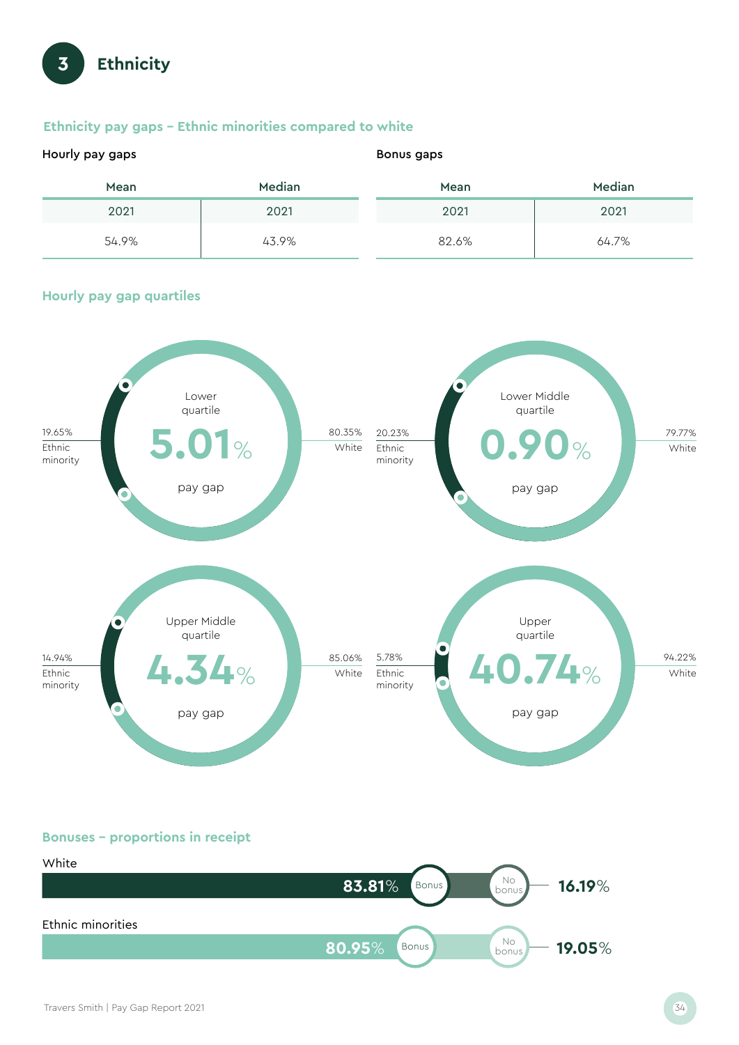## 3 Ethnicity

### Ethnicity pay gaps – Ethnic minorities compared to white

**Hourly pay gaps**

| Mean | Median |
|---|---|
| 2021 | 2021 |
| 54.9% | 43.9% |

**Bonus gaps**

| Mean | Median |
|---|---|
| 2021 | 2021 |
| 82.6% | 64.7% |

### Hourly pay gap quartiles

**Lower quartile**

5.01% pay gap

19.65% Ethnic minority

80.35% White

**Lower Middle quartile**

0.90% pay gap

20.23% Ethnic minority

79.77% White

**Upper Middle quartile**

4.34% pay gap

14.94% Ethnic minority

85.06% White

**Upper quartile**

40.74% pay gap

5.78% Ethnic minority

94.22% White

### Bonuses – proportions in receipt

White

83.81% Bonus

16.19% No bonus

Ethnic minorities

80.95% Bonus

19.05% No bonus

Travers Smith | Pay Gap Report 2021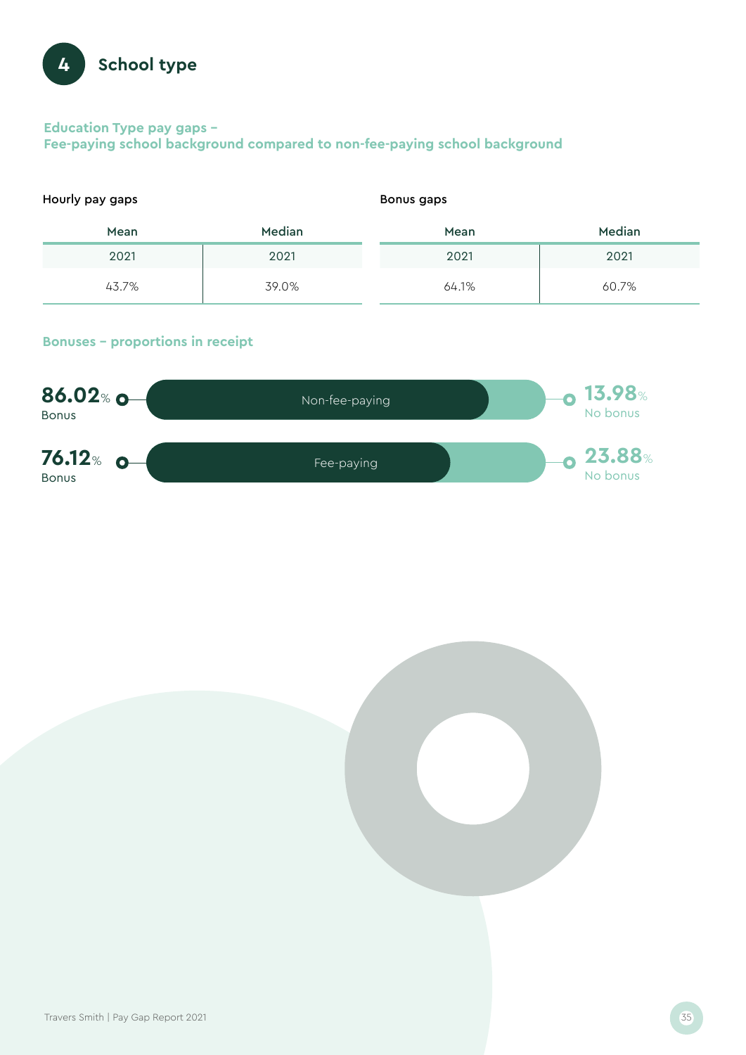# 4 School type

## Education Type pay gaps –
## Fee-paying school background compared to non-fee-paying school background

**Hourly pay gaps**

| Mean | Median |
|---|---|
| 2021 | 2021 |
| 43.7% | 39.0% |

**Bonus gaps**

| Mean | Median |
|---|---|
| 2021 | 2021 |
| 64.1% | 60.7% |

### Bonuses – proportions in receipt

| | Bonus | No bonus |
|---|---|---|
| Non-fee-paying | 86.02% | 13.98% |
| Fee-paying | 76.12% | 23.88% |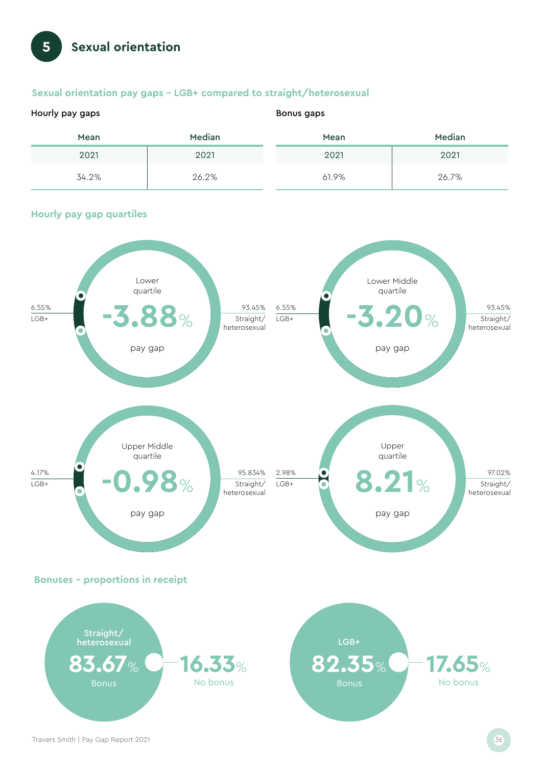## 5 Sexual orientation

### Sexual orientation pay gaps – LGB+ compared to straight/heterosexual

**Hourly pay gaps**

| Mean | Median |
|---|---|
| 2021 | 2021 |
| 34.2% | 26.2% |

**Bonus gaps**

| Mean | Median |
|---|---|
| 2021 | 2021 |
| 61.9% | 26.7% |

### Hourly pay gap quartiles

**Lower quartile**
-3.88% pay gap
6.55% LGB+
93.45% Straight/heterosexual

**Lower Middle quartile**
-3.20% pay gap
6.55% LGB+
93.45% Straight/heterosexual

**Upper Middle quartile**
-0.98% pay gap
4.17% LGB+
95.834% Straight/heterosexual

**Upper quartile**
8.21% pay gap
2.98% LGB+
97.02% Straight/heterosexual

### Bonuses – proportions in receipt

**Straight/heterosexual**
83.67% Bonus
16.33% No bonus

**LGB+**
82.35% Bonus
17.65% No bonus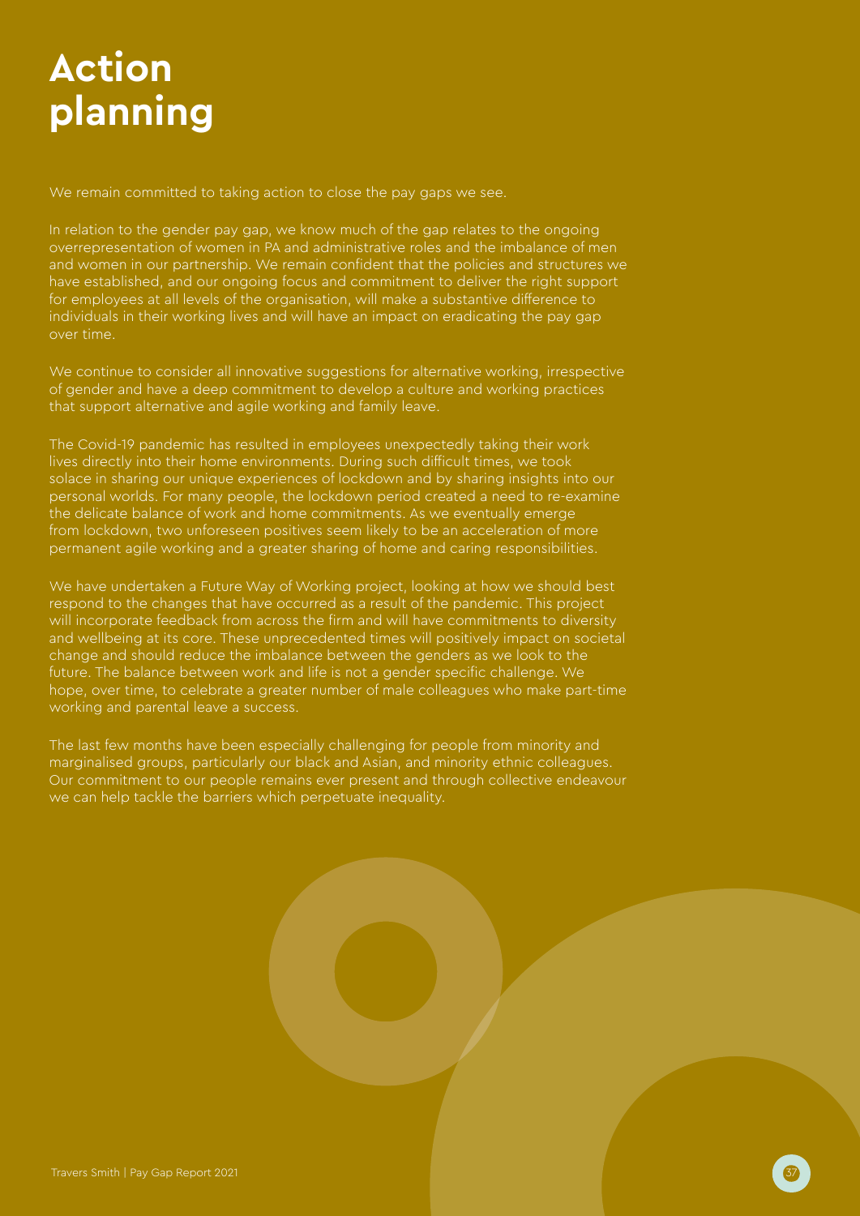# Action planning

We remain committed to taking action to close the pay gaps we see.

In relation to the gender pay gap, we know much of the gap relates to the ongoing overrepresentation of women in PA and administrative roles and the imbalance of men and women in our partnership. We remain confident that the policies and structures we have established, and our ongoing focus and commitment to deliver the right support for employees at all levels of the organisation, will make a substantive difference to individuals in their working lives and will have an impact on eradicating the pay gap over time.

We continue to consider all innovative suggestions for alternative working, irrespective of gender and have a deep commitment to develop a culture and working practices that support alternative and agile working and family leave.

The Covid-19 pandemic has resulted in employees unexpectedly taking their work lives directly into their home environments. During such difficult times, we took solace in sharing our unique experiences of lockdown and by sharing insights into our personal worlds. For many people, the lockdown period created a need to re-examine the delicate balance of work and home commitments. As we eventually emerge from lockdown, two unforeseen positives seem likely to be an acceleration of more permanent agile working and a greater sharing of home and caring responsibilities.

We have undertaken a Future Way of Working project, looking at how we should best respond to the changes that have occurred as a result of the pandemic. This project will incorporate feedback from across the firm and will have commitments to diversity and wellbeing at its core. These unprecedented times will positively impact on societal change and should reduce the imbalance between the genders as we look to the future. The balance between work and life is not a gender specific challenge. We hope, over time, to celebrate a greater number of male colleagues who make part-time working and parental leave a success.

The last few months have been especially challenging for people from minority and marginalised groups, particularly our black and Asian, and minority ethnic colleagues. Our commitment to our people remains ever present and through collective endeavour we can help tackle the barriers which perpetuate inequality.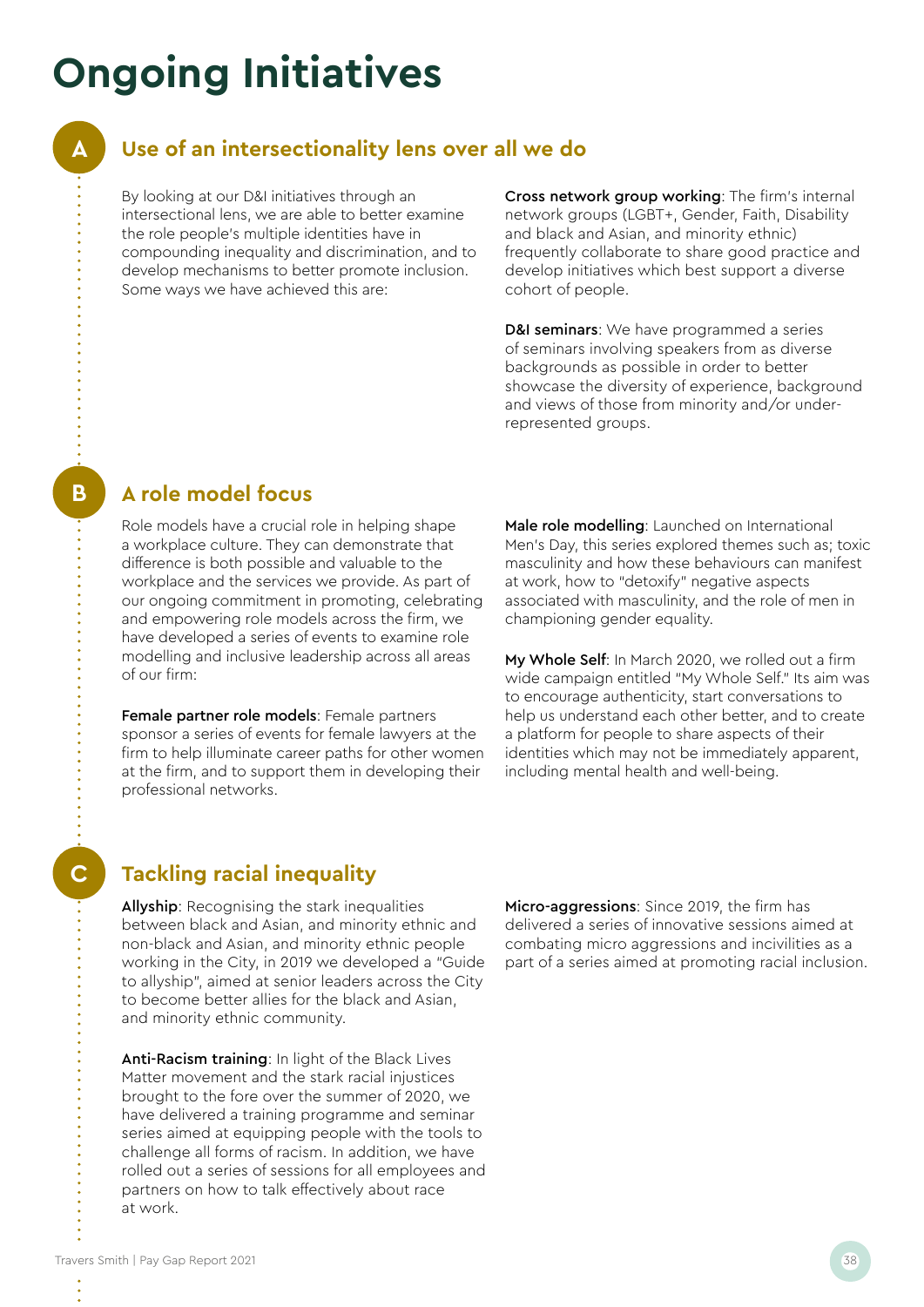# Ongoing Initiatives

## A Use of an intersectionality lens over all we do

By looking at our D&I initiatives through an intersectional lens, we are able to better examine the role people's multiple identities have in compounding inequality and discrimination, and to develop mechanisms to better promote inclusion. Some ways we have achieved this are:

**Cross network group working**: The firm's internal network groups (LGBT+, Gender, Faith, Disability and black and Asian, and minority ethnic) frequently collaborate to share good practice and develop initiatives which best support a diverse cohort of people.

**D&I seminars**: We have programmed a series of seminars involving speakers from as diverse backgrounds as possible in order to better showcase the diversity of experience, background and views of those from minority and/or under-represented groups.

## B A role model focus

Role models have a crucial role in helping shape a workplace culture. They can demonstrate that difference is both possible and valuable to the workplace and the services we provide. As part of our ongoing commitment in promoting, celebrating and empowering role models across the firm, we have developed a series of events to examine role modelling and inclusive leadership across all areas of our firm:

**Female partner role models**: Female partners sponsor a series of events for female lawyers at the firm to help illuminate career paths for other women at the firm, and to support them in developing their professional networks.

**Male role modelling**: Launched on International Men's Day, this series explored themes such as; toxic masculinity and how these behaviours can manifest at work, how to "detoxify" negative aspects associated with masculinity, and the role of men in championing gender equality.

**My Whole Self**: In March 2020, we rolled out a firm wide campaign entitled "My Whole Self." Its aim was to encourage authenticity, start conversations to help us understand each other better, and to create a platform for people to share aspects of their identities which may not be immediately apparent, including mental health and well-being.

## C Tackling racial inequality

**Allyship**: Recognising the stark inequalities between black and Asian, and minority ethnic and non-black and Asian, and minority ethnic people working in the City, in 2019 we developed a "Guide to allyship", aimed at senior leaders across the City to become better allies for the black and Asian, and minority ethnic community.

**Anti-Racism training**: In light of the Black Lives Matter movement and the stark racial injustices brought to the fore over the summer of 2020, we have delivered a training programme and seminar series aimed at equipping people with the tools to challenge all forms of racism. In addition, we have rolled out a series of sessions for all employees and partners on how to talk effectively about race at work.

**Micro-aggressions**: Since 2019, the firm has delivered a series of innovative sessions aimed at combating micro aggressions and incivilities as a part of a series aimed at promoting racial inclusion.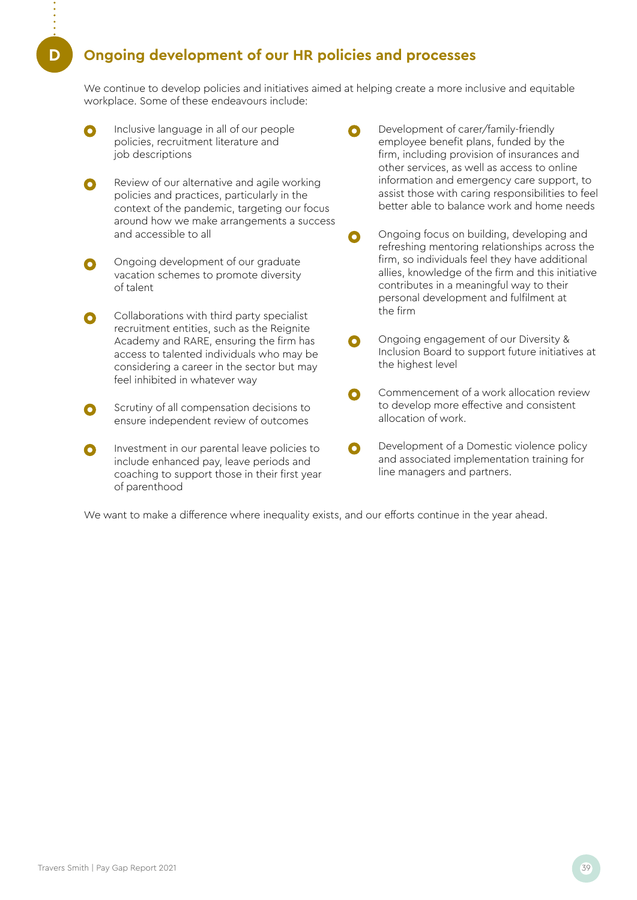## D Ongoing development of our HR policies and processes

We continue to develop policies and initiatives aimed at helping create a more inclusive and equitable workplace. Some of these endeavours include:

- Inclusive language in all of our people policies, recruitment literature and job descriptions
- Review of our alternative and agile working policies and practices, particularly in the context of the pandemic, targeting our focus around how we make arrangements a success and accessible to all
- Ongoing development of our graduate vacation schemes to promote diversity of talent
- Collaborations with third party specialist recruitment entities, such as the Reignite Academy and RARE, ensuring the firm has access to talented individuals who may be considering a career in the sector but may feel inhibited in whatever way
- Scrutiny of all compensation decisions to ensure independent review of outcomes
- Investment in our parental leave policies to include enhanced pay, leave periods and coaching to support those in their first year of parenthood
- Development of carer/family-friendly employee benefit plans, funded by the firm, including provision of insurances and other services, as well as access to online information and emergency care support, to assist those with caring responsibilities to feel better able to balance work and home needs
- Ongoing focus on building, developing and refreshing mentoring relationships across the firm, so individuals feel they have additional allies, knowledge of the firm and this initiative contributes in a meaningful way to their personal development and fulfilment at the firm
- Ongoing engagement of our Diversity & Inclusion Board to support future initiatives at the highest level
- Commencement of a work allocation review to develop more effective and consistent allocation of work.
- Development of a Domestic violence policy and associated implementation training for line managers and partners.

We want to make a difference where inequality exists, and our efforts continue in the year ahead.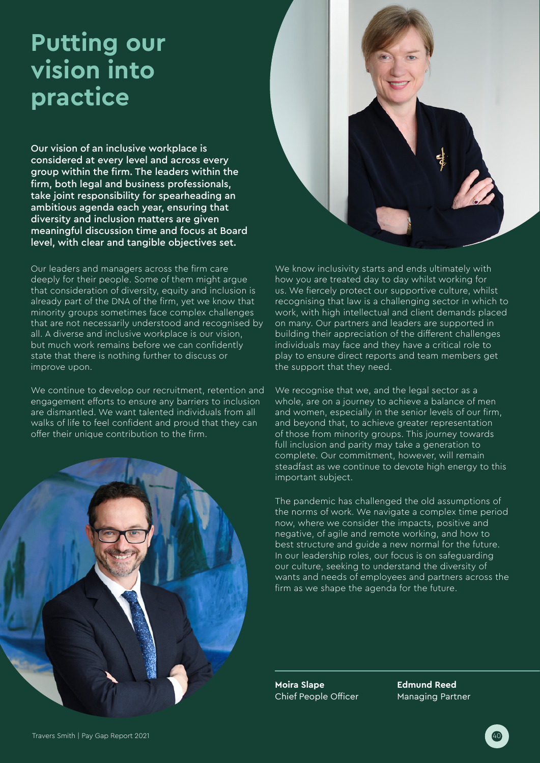# Putting our vision into practice

**Our vision of an inclusive workplace is considered at every level and across every group within the firm. The leaders within the firm, both legal and business professionals, take joint responsibility for spearheading an ambitious agenda each year, ensuring that diversity and inclusion matters are given meaningful discussion time and focus at Board level, with clear and tangible objectives set.**

Our leaders and managers across the firm care deeply for their people. Some of them might argue that consideration of diversity, equity and inclusion is already part of the DNA of the firm, yet we know that minority groups sometimes face complex challenges that are not necessarily understood and recognised by all. A diverse and inclusive workplace is our vision, but much work remains before we can confidently state that there is nothing further to discuss or improve upon.

We continue to develop our recruitment, retention and engagement efforts to ensure any barriers to inclusion are dismantled. We want talented individuals from all walks of life to feel confident and proud that they can offer their unique contribution to the firm.

We know inclusivity starts and ends ultimately with how you are treated day to day whilst working for us. We fiercely protect our supportive culture, whilst recognising that law is a challenging sector in which to work, with high intellectual and client demands placed on many. Our partners and leaders are supported in building their appreciation of the different challenges individuals may face and they have a critical role to play to ensure direct reports and team members get the support that they need.

We recognise that we, and the legal sector as a whole, are on a journey to achieve a balance of men and women, especially in the senior levels of our firm, and beyond that, to achieve greater representation of those from minority groups. This journey towards full inclusion and parity may take a generation to complete. Our commitment, however, will remain steadfast as we continue to devote high energy to this important subject.

The pandemic has challenged the old assumptions of the norms of work. We navigate a complex time period now, where we consider the impacts, positive and negative, of agile and remote working, and how to best structure and guide a new normal for the future. In our leadership roles, our focus is on safeguarding our culture, seeking to understand the diversity of wants and needs of employees and partners across the firm as we shape the agenda for the future.

**Moira Slape**
Chief People Officer

**Edmund Reed**
Managing Partner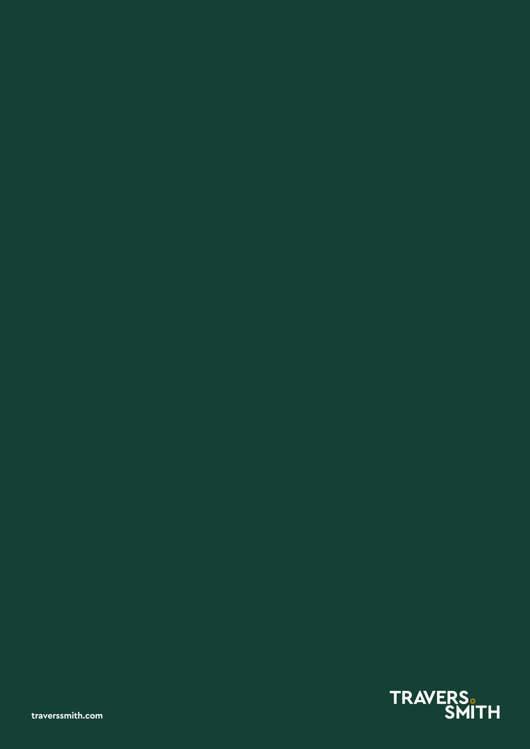traverssmith.com

TRAVERS SMITH